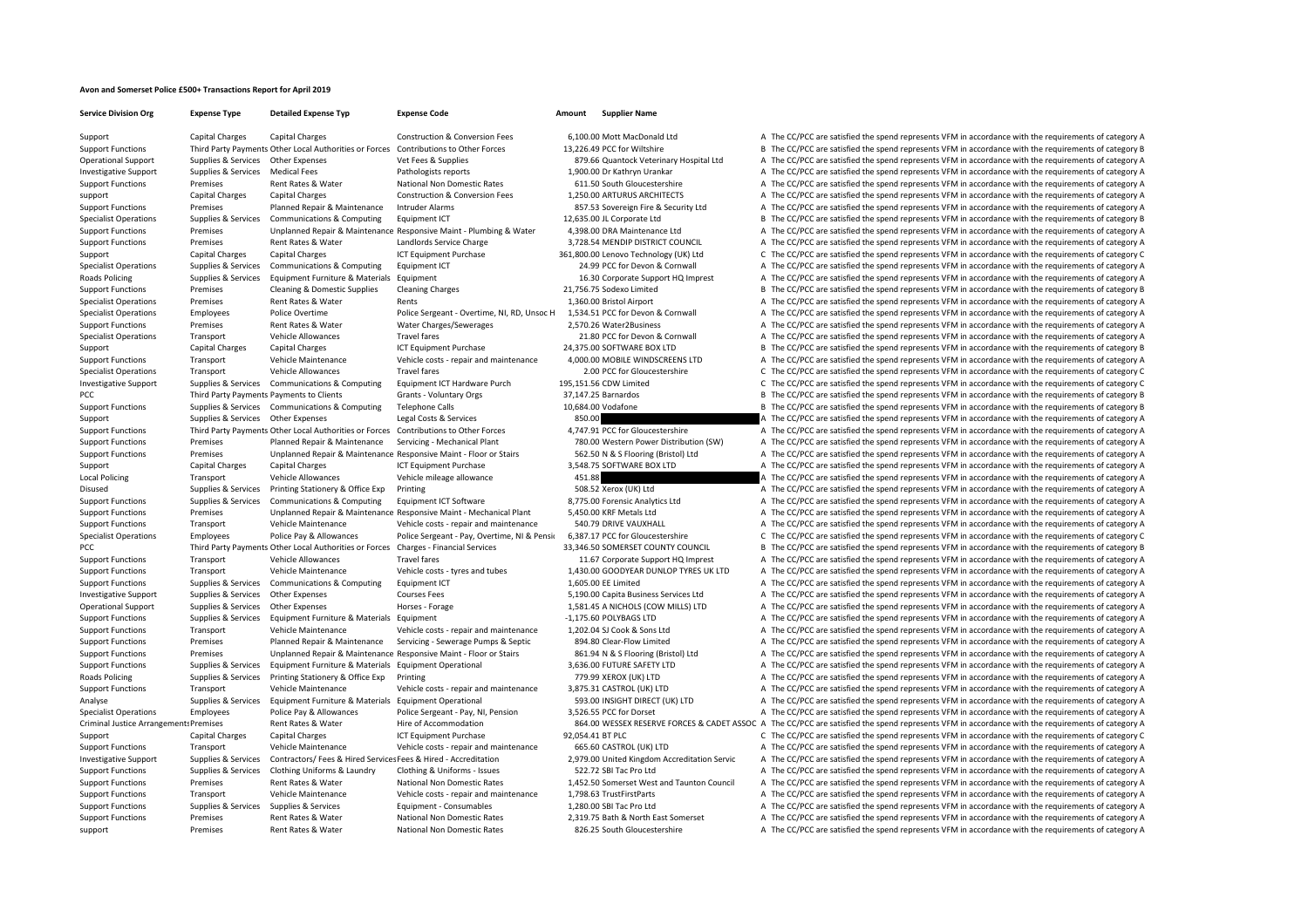**Avon and Somerset Police £500+ Transactions Report for April 2019**

| Service Division Org | Expense Type | Detailed Expense Typ | Expense Code | Amount | Supplier Name | | |
|---|---|---|---|---|---|---|---|
| Support | Capital Charges | Capital Charges | Construction & Conversion Fees | 6,100.00 | Mott MacDonald Ltd | A | The CC/PCC are satisfied the spend represents VFM in accordance with the requirements of category A |
| Support Functions | Third Party Payments | Other Local Authorities or Forces | Contributions to Other Forces | 13,226.49 | PCC for Wiltshire | B | The CC/PCC are satisfied the spend represents VFM in accordance with the requirements of category B |
| Operational Support | Supplies & Services | Other Expenses | Vet Fees & Supplies | 879.66 | Quantock Veterinary Hospital Ltd | A | The CC/PCC are satisfied the spend represents VFM in accordance with the requirements of category A |
| Investigative Support | Supplies & Services | Medical Fees | Pathologists reports | 1,900.00 | Dr Kathryn Urankar | A | The CC/PCC are satisfied the spend represents VFM in accordance with the requirements of category A |
| Support Functions | Premises | Rent Rates & Water | National Non Domestic Rates | 611.50 | South Gloucestershire | A | The CC/PCC are satisfied the spend represents VFM in accordance with the requirements of category A |
| support | Capital Charges | Capital Charges | Construction & Conversion Fees | 1,250.00 | ARTURUS ARCHITECTS | A | The CC/PCC are satisfied the spend represents VFM in accordance with the requirements of category A |
| Support Functions | Premises | Planned Repair & Maintenance | Intruder Alarms | 857.53 | Sovereign Fire & Security Ltd | A | The CC/PCC are satisfied the spend represents VFM in accordance with the requirements of category A |
| Specialist Operations | Supplies & Services | Communications & Computing | Equipment ICT | 12,635.00 | JL Corporate Ltd | B | The CC/PCC are satisfied the spend represents VFM in accordance with the requirements of category B |
| Support Functions | Premises | Unplanned Repair & Maintenance | Responsive Maint - Plumbing & Water | 4,398.00 | DRA Maintenance Ltd | A | The CC/PCC are satisfied the spend represents VFM in accordance with the requirements of category A |
| Support Functions | Premises | Rent Rates & Water | Landlords Service Charge | 3,728.54 | MENDIP DISTRICT COUNCIL | A | The CC/PCC are satisfied the spend represents VFM in accordance with the requirements of category A |
| Support | Capital Charges | Capital Charges | ICT Equipment Purchase | 361,800.00 | Lenovo Technology (UK) Ltd | C | The CC/PCC are satisfied the spend represents VFM in accordance with the requirements of category C |
| Specialist Operations | Supplies & Services | Communications & Computing | Equipment ICT | 24.99 | PCC for Devon & Cornwall | A | The CC/PCC are satisfied the spend represents VFM in accordance with the requirements of category A |
| Roads Policing | Supplies & Services | Equipment Furniture & Materials | Equipment | 16.30 | Corporate Support HQ Imprest | A | The CC/PCC are satisfied the spend represents VFM in accordance with the requirements of category A |
| Support Functions | Premises | Cleaning & Domestic Supplies | Cleaning Charges | 21,756.75 | Sodexo Limited | B | The CC/PCC are satisfied the spend represents VFM in accordance with the requirements of category B |
| Specialist Operations | Premises | Rent Rates & Water | Rents | 1,360.00 | Bristol Airport | A | The CC/PCC are satisfied the spend represents VFM in accordance with the requirements of category A |
| Specialist Operations | Employees | Police Overtime | Police Sergeant - Overtime, NI, RD, Unsoc H | 1,534.51 | PCC for Devon & Cornwall | A | The CC/PCC are satisfied the spend represents VFM in accordance with the requirements of category A |
| Support Functions | Premises | Rent Rates & Water | Water Charges/Sewerages | 2,570.26 | Water2Business | A | The CC/PCC are satisfied the spend represents VFM in accordance with the requirements of category A |
| Specialist Operations | Transport | Vehicle Allowances | Travel fares | 21.80 | PCC for Devon & Cornwall | A | The CC/PCC are satisfied the spend represents VFM in accordance with the requirements of category A |
| Support | Capital Charges | Capital Charges | ICT Equipment Purchase | 24,375.00 | SOFTWARE BOX LTD | B | The CC/PCC are satisfied the spend represents VFM in accordance with the requirements of category B |
| Support Functions | Transport | Vehicle Maintenance | Vehicle costs - repair and maintenance | 4,000.00 | MOBILE WINDSCREENS LTD | A | The CC/PCC are satisfied the spend represents VFM in accordance with the requirements of category A |
| Specialist Operations | Transport | Vehicle Allowances | Travel fares | 2.00 | PCC for Gloucestershire | C | The CC/PCC are satisfied the spend represents VFM in accordance with the requirements of category C |
| Investigative Support | Supplies & Services | Communications & Computing | Equipment ICT Hardware Purch | 195,151.56 | CDW Limited | C | The CC/PCC are satisfied the spend represents VFM in accordance with the requirements of category C |
| PCC | Third Party Payments | Payments to Clients | Grants - Voluntary Orgs | 37,147.25 | Barnardos | B | The CC/PCC are satisfied the spend represents VFM in accordance with the requirements of category B |
| Support Functions | Supplies & Services | Communications & Computing | Telephone Calls | 10,684.00 | Vodafone | B | The CC/PCC are satisfied the spend represents VFM in accordance with the requirements of category B |
| Support | Supplies & Services | Other Expenses | Legal Costs & Services | 850.00 | | A | The CC/PCC are satisfied the spend represents VFM in accordance with the requirements of category A |
| Support Functions | Third Party Payments | Other Local Authorities or Forces | Contributions to Other Forces | 4,747.91 | PCC for Gloucestershire | A | The CC/PCC are satisfied the spend represents VFM in accordance with the requirements of category A |
| Support Functions | Premises | Planned Repair & Maintenance | Servicing - Mechanical Plant | 780.00 | Western Power Distribution (SW) | A | The CC/PCC are satisfied the spend represents VFM in accordance with the requirements of category A |
| Support Functions | Premises | Unplanned Repair & Maintenance | Responsive Maint - Floor or Stairs | 562.50 | N & S Flooring (Bristol) Ltd | A | The CC/PCC are satisfied the spend represents VFM in accordance with the requirements of category A |
| Support | Capital Charges | Capital Charges | ICT Equipment Purchase | 3,548.75 | SOFTWARE BOX LTD | A | The CC/PCC are satisfied the spend represents VFM in accordance with the requirements of category A |
| Local Policing | Transport | Vehicle Allowances | Vehicle mileage allowance | 451.88 | | A | The CC/PCC are satisfied the spend represents VFM in accordance with the requirements of category A |
| Disused | Supplies & Services | Printing Stationery & Office Exp | Printing | 508.52 | Xerox (UK) Ltd | A | The CC/PCC are satisfied the spend represents VFM in accordance with the requirements of category A |
| Support Functions | Supplies & Services | Communications & Computing | Equipment ICT Software | 8,775.00 | Forensic Analytics Ltd | A | The CC/PCC are satisfied the spend represents VFM in accordance with the requirements of category A |
| Support Functions | Premises | Unplanned Repair & Maintenance | Responsive Maint - Mechanical Plant | 5,450.00 | KRF Metals Ltd | A | The CC/PCC are satisfied the spend represents VFM in accordance with the requirements of category A |
| Support Functions | Transport | Vehicle Maintenance | Vehicle costs - repair and maintenance | 540.79 | DRIVE VAUXHALL | A | The CC/PCC are satisfied the spend represents VFM in accordance with the requirements of category A |
| Specialist Operations | Employees | Police Pay & Allowances | Police Sergeant - Pay, Overtime, NI & Pensi | 6,387.17 | PCC for Gloucestershire | C | The CC/PCC are satisfied the spend represents VFM in accordance with the requirements of category C |
| PCC | Third Party Payments | Other Local Authorities or Forces | Charges - Financial Services | 33,346.50 | SOMERSET COUNTY COUNCIL | B | The CC/PCC are satisfied the spend represents VFM in accordance with the requirements of category B |
| Support Functions | Transport | Vehicle Allowances | Travel fares | 11.67 | Corporate Support HQ Imprest | A | The CC/PCC are satisfied the spend represents VFM in accordance with the requirements of category A |
| Support Functions | Transport | Vehicle Maintenance | Vehicle costs - tyres and tubes | 1,430.00 | GOODYEAR DUNLOP TYRES UK LTD | A | The CC/PCC are satisfied the spend represents VFM in accordance with the requirements of category A |
| Support Functions | Supplies & Services | Communications & Computing | Equipment ICT | 1,605.00 | EE Limited | A | The CC/PCC are satisfied the spend represents VFM in accordance with the requirements of category A |
| Investigative Support | Supplies & Services | Other Expenses | Courses Fees | 5,190.00 | Capita Business Services Ltd | A | The CC/PCC are satisfied the spend represents VFM in accordance with the requirements of category A |
| Operational Support | Supplies & Services | Other Expenses | Horses - Forage | 1,581.45 | A NICHOLS (COW MILLS) LTD | A | The CC/PCC are satisfied the spend represents VFM in accordance with the requirements of category A |
| Support Functions | Supplies & Services | Equipment Furniture & Materials | Equipment | -1,175.60 | POLYBAGS LTD | A | The CC/PCC are satisfied the spend represents VFM in accordance with the requirements of category A |
| Support Functions | Transport | Vehicle Maintenance | Vehicle costs - repair and maintenance | 1,202.04 | SJ Cook & Sons Ltd | A | The CC/PCC are satisfied the spend represents VFM in accordance with the requirements of category A |
| Support Functions | Premises | Planned Repair & Maintenance | Servicing - Sewerage Pumps & Septic | 894.80 | Clear-Flow Limited | A | The CC/PCC are satisfied the spend represents VFM in accordance with the requirements of category A |
| Support Functions | Premises | Unplanned Repair & Maintenance | Responsive Maint - Floor or Stairs | 861.94 | N & S Flooring (Bristol) Ltd | A | The CC/PCC are satisfied the spend represents VFM in accordance with the requirements of category A |
| Support Functions | Supplies & Services | Equipment Furniture & Materials | Equipment Operational | 3,636.00 | FUTURE SAFETY LTD | A | The CC/PCC are satisfied the spend represents VFM in accordance with the requirements of category A |
| Roads Policing | Supplies & Services | Printing Stationery & Office Exp | Printing | 779.99 | XEROX (UK) LTD | A | The CC/PCC are satisfied the spend represents VFM in accordance with the requirements of category A |
| Support Functions | Transport | Vehicle Maintenance | Vehicle costs - repair and maintenance | 3,875.31 | CASTROL (UK) LTD | A | The CC/PCC are satisfied the spend represents VFM in accordance with the requirements of category A |
| Analyse | Supplies & Services | Equipment Furniture & Materials | Equipment Operational | 593.00 | INSIGHT DIRECT (UK) LTD | A | The CC/PCC are satisfied the spend represents VFM in accordance with the requirements of category A |
| Specialist Operations | Employees | Police Pay & Allowances | Police Sergeant - Pay, NI, Pension | 3,526.55 | PCC for Dorset | A | The CC/PCC are satisfied the spend represents VFM in accordance with the requirements of category A |
| Criminal Justice Arrangements | Premises | Rent Rates & Water | Hire of Accommodation | 864.00 | WESSEX RESERVE FORCES & CADET ASSOC | A | The CC/PCC are satisfied the spend represents VFM in accordance with the requirements of category A |
| Support | Capital Charges | Capital Charges | ICT Equipment Purchase | 92,054.41 | BT PLC | C | The CC/PCC are satisfied the spend represents VFM in accordance with the requirements of category C |
| Support Functions | Transport | Vehicle Maintenance | Vehicle costs - repair and maintenance | 665.60 | CASTROL (UK) LTD | A | The CC/PCC are satisfied the spend represents VFM in accordance with the requirements of category A |
| Investigative Support | Supplies & Services | Contractors/ Fees & Hired Services | Fees & Hired - Accreditation | 2,979.00 | United Kingdom Accreditation Servic | A | The CC/PCC are satisfied the spend represents VFM in accordance with the requirements of category A |
| Support Functions | Supplies & Services | Clothing Uniforms & Laundry | Clothing & Uniforms - Issues | 522.72 | SBI Tac Pro Ltd | A | The CC/PCC are satisfied the spend represents VFM in accordance with the requirements of category A |
| Support Functions | Premises | Rent Rates & Water | National Non Domestic Rates | 1,452.50 | Somerset West and Taunton Council | A | The CC/PCC are satisfied the spend represents VFM in accordance with the requirements of category A |
| Support Functions | Transport | Vehicle Maintenance | Vehicle costs - repair and maintenance | 1,798.63 | TrustFirstParts | A | The CC/PCC are satisfied the spend represents VFM in accordance with the requirements of category A |
| Support Functions | Supplies & Services | Supplies & Services | Equipment - Consumables | 1,280.00 | SBI Tac Pro Ltd | A | The CC/PCC are satisfied the spend represents VFM in accordance with the requirements of category A |
| Support Functions | Premises | Rent Rates & Water | National Non Domestic Rates | 2,319.75 | Bath & North East Somerset | A | The CC/PCC are satisfied the spend represents VFM in accordance with the requirements of category A |
| support | Premises | Rent Rates & Water | National Non Domestic Rates | 826.25 | South Gloucestershire | A | The CC/PCC are satisfied the spend represents VFM in accordance with the requirements of category A |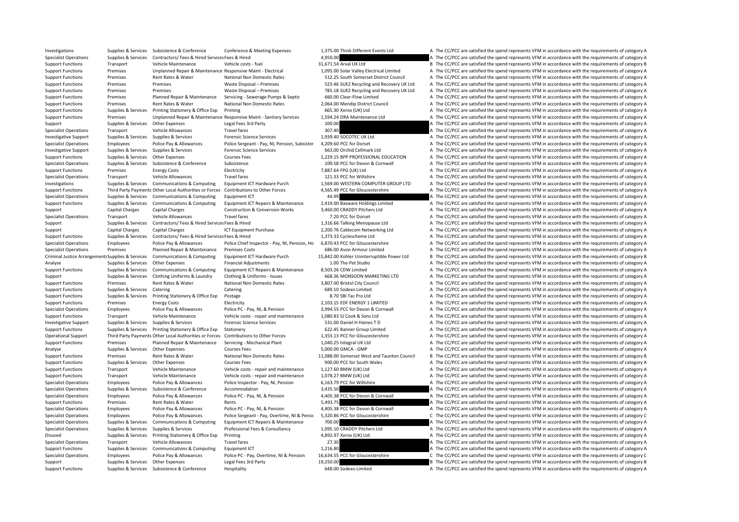| | | | | | | | |
|---|---|---|---|---|---|---|---|
| Investigations | Supplies & Services | Subsistence & Conference | Conference & Meeting Expenses | 1,375.00 | Think Different Events Ltd | A | The CC/PCC are satisfied the spend represents VFM in accordance with the requirements of category A |
| Specialist Operations | Supplies & Services | Contractors/ Fees & Hired Services | Fees & Hired | 4,950.00 | | A | The CC/PCC are satisfied the spend represents VFM in accordance with the requirements of category A |
| Support Functions | Transport | Vehicle Maintenance | Vehicle costs - fuel | 31,671.54 | Arval UK Ltd | B | The CC/PCC are satisfied the spend represents VFM in accordance with the requirements of category B |
| Support Functions | Premises | Unplanned Repair & Maintenance | Responsive Maint - Electrical | 1,095.00 | Solar Valley Electrical Limited | A | The CC/PCC are satisfied the spend represents VFM in accordance with the requirements of category A |
| Support Functions | Premises | Rent Rates & Water | National Non Domestic Rates | 512.25 | South Somerset District Council | A | The CC/PCC are satisfied the spend represents VFM in accordance with the requirements of category A |
| Support Functions | Premises | Premises | Waste Disposal – Premises | 523.46 | SUEZ Recycling and Recovery UK Ltd | A | The CC/PCC are satisfied the spend represents VFM in accordance with the requirements of category A |
| Support Functions | Premises | Premises | Waste Disposal – Premises | 785.18 | SUEZ Recycling and Recovery UK Ltd | A | The CC/PCC are satisfied the spend represents VFM in accordance with the requirements of category A |
| Support Functions | Premises | Planned Repair & Maintenance | Servicing - Sewerage Pumps & Septic | 660.00 | Clear-Flow Limited | A | The CC/PCC are satisfied the spend represents VFM in accordance with the requirements of category A |
| Support Functions | Premises | Rent Rates & Water | National Non Domestic Rates | 2,064.00 | Mendip District Council | A | The CC/PCC are satisfied the spend represents VFM in accordance with the requirements of category A |
| Support Functions | Supplies & Services | Printing Stationery & Office Exp | Printing | 665.30 | Xerox (UK) Ltd | A | The CC/PCC are satisfied the spend represents VFM in accordance with the requirements of category A |
| Support Functions | Premises | Unplanned Repair & Maintenance | Responsive Maint - Sanitary Services | 1,594.24 | DRA Maintenance Ltd | A | The CC/PCC are satisfied the spend represents VFM in accordance with the requirements of category A |
| Support | Supplies & Services | Other Expenses | Legal Fees 3rd Party | 100.00 | | A | The CC/PCC are satisfied the spend represents VFM in accordance with the requirements of category A |
| Specialist Operations | Transport | Vehicle Allowances | Travel fares | 307.40 | | A | The CC/PCC are satisfied the spend represents VFM in accordance with the requirements of category A |
| Investigative Support | Supplies & Services | Supplies & Services | Forensic Science Services | 1,939.40 | SOCOTEC UK Ltd | A | The CC/PCC are satisfied the spend represents VFM in accordance with the requirements of category A |
| Specialist Operations | Employees | Police Pay & Allowances | Police Sergeant - Pay, NI, Pension, Subsister | 4,209.60 | PCC for Dorset | A | The CC/PCC are satisfied the spend represents VFM in accordance with the requirements of category A |
| Investigative Support | Supplies & Services | Supplies & Services | Forensic Science Services | 663.00 | Orchid Cellmark Ltd | A | The CC/PCC are satisfied the spend represents VFM in accordance with the requirements of category A |
| Support Functions | Supplies & Services | Other Expenses | Courses Fees | 1,229.15 | BPP PROFESSIONAL EDUCATION | A | The CC/PCC are satisfied the spend represents VFM in accordance with the requirements of category A |
| Specialist Operations | Supplies & Services | Subsistence & Conference | Subsistence | 109.58 | PCC for Devon & Cornwall | A | The CC/PCC are satisfied the spend represents VFM in accordance with the requirements of category A |
| Support Functions | Premises | Energy Costs | Electricity | 7,887.64 | FPG (UK) Ltd | A | The CC/PCC are satisfied the spend represents VFM in accordance with the requirements of category A |
| Specialist Operations | Transport | Vehicle Allowances | Travel fares | 121.33 | PCC for Wiltshire | A | The CC/PCC are satisfied the spend represents VFM in accordance with the requirements of category A |
| Investigations | Supplies & Services | Communications & Computing | Equipment ICT Hardware Purch | 1,569.00 | WESTERN COMPUTER GROUP LTD | A | The CC/PCC are satisfied the spend represents VFM in accordance with the requirements of category A |
| Support Functions | Third Party Payments | Other Local Authorities or Forces | Contributions to Other Forces | 4,565.49 | PCC for Gloucestershire | A | The CC/PCC are satisfied the spend represents VFM in accordance with the requirements of category A |
| Specialist Operations | Supplies & Services | Communications & Computing | Equipment ICT | 44.99 | | A | The CC/PCC are satisfied the spend represents VFM in accordance with the requirements of category A |
| Support Functions | Supplies & Services | Communications & Computing | Equipment ICT Repairs & Maintenance | 2,419.00 | Basware Holdings Limited | A | The CC/PCC are satisfied the spend represents VFM in accordance with the requirements of category A |
| Support | Capital Charges | Capital Charges | Construction & Conversion Works | 3,460.00 | CRADDY Pitchers Ltd | A | The CC/PCC are satisfied the spend represents VFM in accordance with the requirements of category A |
| Specialist Operations | Transport | Vehicle Allowances | Travel fares | 7.20 | PCC for Dorset | A | The CC/PCC are satisfied the spend represents VFM in accordance with the requirements of category A |
| Support | Supplies & Services | Contractors/ Fees & Hired Services | Fees & Hired | 1,316.66 | Talking Menopause Ltd | A | The CC/PCC are satisfied the spend represents VFM in accordance with the requirements of category A |
| Support | Capital Charges | Capital Charges | ICT Equipment Purchase | 2,200.76 | Cablecom Networking Ltd | A | The CC/PCC are satisfied the spend represents VFM in accordance with the requirements of category A |
| Support Functions | Supplies & Services | Contractors/ Fees & Hired Services | Fees & Hired | 1,373.33 | Cyclescheme Ltd | A | The CC/PCC are satisfied the spend represents VFM in accordance with the requirements of category A |
| Specialist Operations | Employees | Police Pay & Allowances | Police Chief Inspector - Pay, NI, Pension, Ho | 6,870.43 | PCC for Gloucestershire | A | The CC/PCC are satisfied the spend represents VFM in accordance with the requirements of category A |
| Specialist Operations | Premises | Planned Repair & Maintenance | Premises Costs | 686.00 | Avon Armour Limited | A | The CC/PCC are satisfied the spend represents VFM in accordance with the requirements of category A |
| Criminal Justice Arrangements | Supplies & Services | Communications & Computing | Equipment ICT Hardware Purch | 15,842.00 | Kohler Uninterruptible Power Ltd | B | The CC/PCC are satisfied the spend represents VFM in accordance with the requirements of category B |
| Analyse | Supplies & Services | Other Expenses | Financial Adjustments | 1.00 | The Pet Studio | A | The CC/PCC are satisfied the spend represents VFM in accordance with the requirements of category A |
| Support Functions | Supplies & Services | Communications & Computing | Equipment ICT Repairs & Maintenance | 8,503.26 | CDW Limited | A | The CC/PCC are satisfied the spend represents VFM in accordance with the requirements of category A |
| Support | Supplies & Services | Clothing Uniforms & Laundry | Clothing & Uniforms - Issues | 668.36 | MONSOON MARKETING LTD | A | The CC/PCC are satisfied the spend represents VFM in accordance with the requirements of category A |
| Support Functions | Premises | Rent Rates & Water | National Non Domestic Rates | 3,807.00 | Bristol City Council | A | The CC/PCC are satisfied the spend represents VFM in accordance with the requirements of category A |
| Support Functions | Supplies & Services | Catering | Catering | 689.10 | Sodexo Limited | A | The CC/PCC are satisfied the spend represents VFM in accordance with the requirements of category A |
| Support Functions | Supplies & Services | Printing Stationery & Office Exp | Postage | 8.70 | SBI Tac Pro Ltd | A | The CC/PCC are satisfied the spend represents VFM in accordance with the requirements of category A |
| Support Functions | Premises | Energy Costs | Electricity | 2,103.15 | EDF ENERGY 1 LIMITED | A | The CC/PCC are satisfied the spend represents VFM in accordance with the requirements of category A |
| Specialist Operations | Employees | Police Pay & Allowances | Police PC - Pay, NI, & Pension | 3,994.55 | PCC for Devon & Cornwall | A | The CC/PCC are satisfied the spend represents VFM in accordance with the requirements of category A |
| Support Functions | Transport | Vehicle Maintenance | Vehicle costs - repair and maintenance | 1,080.83 | SJ Cook & Sons Ltd | A | The CC/PCC are satisfied the spend represents VFM in accordance with the requirements of category A |
| Investigative Support | Supplies & Services | Supplies & Services | Forensic Science Services | 531.00 | Daniel H Haines T D | A | The CC/PCC are satisfied the spend represents VFM in accordance with the requirements of category A |
| Support Functions | Supplies & Services | Printing Stationery & Office Exp | Stationery | 622.45 | Banner Group Limited | A | The CC/PCC are satisfied the spend represents VFM in accordance with the requirements of category A |
| Operational Support | Third Party Payments | Other Local Authorities or Forces | Contributions to Other Forces | 1,353.13 | PCC for Gloucestershire | A | The CC/PCC are satisfied the spend represents VFM in accordance with the requirements of category A |
| Support Functions | Premises | Planned Repair & Maintenance | Servicing - Mechanical Plant | 1,040.25 | Integral UK Ltd | A | The CC/PCC are satisfied the spend represents VFM in accordance with the requirements of category A |
| Analyse | Supplies & Services | Other Expenses | Courses Fees | 5,000.00 | GMCA - GMP | A | The CC/PCC are satisfied the spend represents VFM in accordance with the requirements of category A |
| Support Functions | Premises | Rent Rates & Water | National Non Domestic Rates | 11,088.00 | Somerset West and Taunton Council | B | The CC/PCC are satisfied the spend represents VFM in accordance with the requirements of category B |
| Support Functions | Supplies & Services | Other Expenses | Courses Fees | 900.00 | PCC for South Wales | A | The CC/PCC are satisfied the spend represents VFM in accordance with the requirements of category A |
| Support Functions | Transport | Vehicle Maintenance | Vehicle costs - repair and maintenance | 1,127.60 | BMW (UK) Ltd | A | The CC/PCC are satisfied the spend represents VFM in accordance with the requirements of category A |
| Support Functions | Transport | Vehicle Maintenance | Vehicle costs - repair and maintenance | 1,078.27 | BMW (UK) Ltd | A | The CC/PCC are satisfied the spend represents VFM in accordance with the requirements of category A |
| Specialist Operations | Employees | Police Pay & Allowances | Police Inspector - Pay, NI, Pension | 6,163.79 | PCC for Wiltshire | A | The CC/PCC are satisfied the spend represents VFM in accordance with the requirements of category A |
| Specialist Operations | Supplies & Services | Subsistence & Conference | Accommodation | 3,435.50 | | A | The CC/PCC are satisfied the spend represents VFM in accordance with the requirements of category A |
| Specialist Operations | Employees | Police Pay & Allowances | Police PC - Pay, NI, & Pension | 4,405.38 | PCC for Devon & Cornwall | A | The CC/PCC are satisfied the spend represents VFM in accordance with the requirements of category A |
| Support Functions | Premises | Rent Rates & Water | Rents | 5,493.75 | | A | The CC/PCC are satisfied the spend represents VFM in accordance with the requirements of category A |
| Specialist Operations | Employees | Police Pay & Allowances | Police PC - Pay, NI, & Pension | 4,405.38 | PCC for Devon & Cornwall | A | The CC/PCC are satisfied the spend represents VFM in accordance with the requirements of category A |
| Specialist Operations | Employees | Police Pay & Allowances | Police Sergeant - Pay, Overtime, NI & Pensio | 5,320.86 | PCC for Gloucestershire | C | The CC/PCC are satisfied the spend represents VFM in accordance with the requirements of category C |
| Specialist Operations | Supplies & Services | Communications & Computing | Equipment ICT Repairs & Maintenance | 700.00 | | A | The CC/PCC are satisfied the spend represents VFM in accordance with the requirements of category A |
| Specialist Operations | Supplies & Services | Supplies & Services | Professional Fees & Consultancy | 1,095.10 | CRADDY Pitchers Ltd | A | The CC/PCC are satisfied the spend represents VFM in accordance with the requirements of category A |
| Disused | Supplies & Services | Printing Stationery & Office Exp | Printing | 4,892.97 | Xerox (UK) Ltd | A | The CC/PCC are satisfied the spend represents VFM in accordance with the requirements of category A |
| Specialist Operations | Transport | Vehicle Allowances | Travel fares | 27.30 | | A | The CC/PCC are satisfied the spend represents VFM in accordance with the requirements of category A |
| Support Functions | Supplies & Services | Communications & Computing | Equipment ICT | 1,216.80 | | A | The CC/PCC are satisfied the spend represents VFM in accordance with the requirements of category A |
| Specialist Operations | Employees | Police Pay & Allowances | Police PC - Pay, Overtime, NI & Pension | 16,634.55 | PCC for Gloucestershire | C | The CC/PCC are satisfied the spend represents VFM in accordance with the requirements of category C |
| Support | Supplies & Services | Other Expenses | Legal Fees 3rd Party | 19,250.00 | | B | The CC/PCC are satisfied the spend represents VFM in accordance with the requirements of category B |
| Support Functions | Supplies & Services | Subsistence & Conference | Hospitality | 648.00 | Sodexo Limited | A | The CC/PCC are satisfied the spend represents VFM in accordance with the requirements of category A |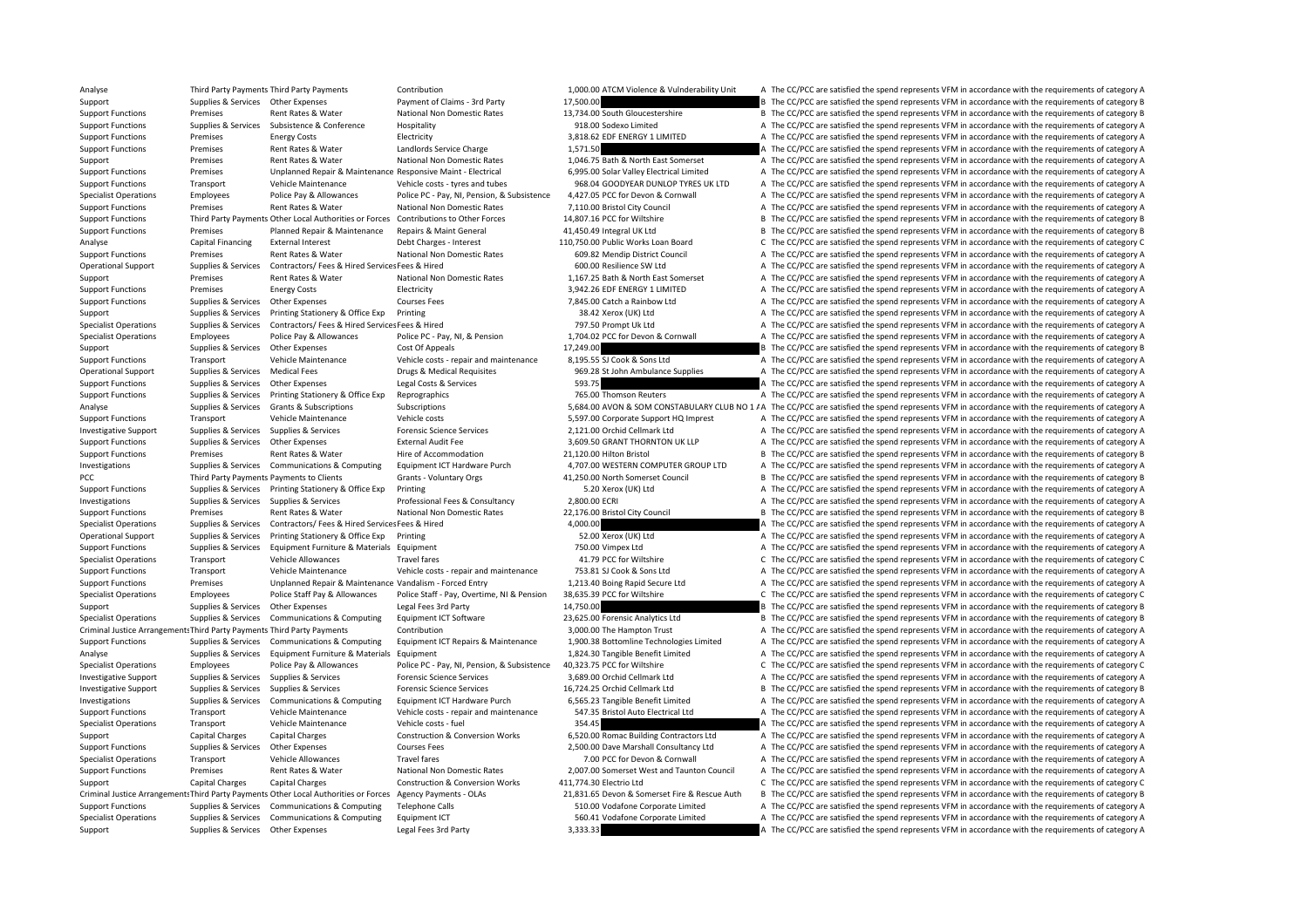| | | | | | | | |
|---|---|---|---|---|---|---|---|
| Analyse | Third Party Payments | Third Party Payments | Contribution | 1,000.00 | ATCM Violence & Vulnderability Unit | A | The CC/PCC are satisfied the spend represents VFM in accordance with the requirements of category A |
| Support | Supplies & Services | Other Expenses | Payment of Claims - 3rd Party | 17,500.00 | | B | The CC/PCC are satisfied the spend represents VFM in accordance with the requirements of category B |
| Support Functions | Premises | Rent Rates & Water | National Non Domestic Rates | 13,734.00 | South Gloucestershire | B | The CC/PCC are satisfied the spend represents VFM in accordance with the requirements of category B |
| Support Functions | Supplies & Services | Subsistence & Conference | Hospitality | 918.00 | Sodexo Limited | A | The CC/PCC are satisfied the spend represents VFM in accordance with the requirements of category A |
| Support Functions | Premises | Energy Costs | Electricity | 3,818.62 | EDF ENERGY 1 LIMITED | A | The CC/PCC are satisfied the spend represents VFM in accordance with the requirements of category A |
| Support Functions | Premises | Rent Rates & Water | Landlords Service Charge | 1,571.50 | | A | The CC/PCC are satisfied the spend represents VFM in accordance with the requirements of category A |
| Support | Premises | Rent Rates & Water | National Non Domestic Rates | 1,046.75 | Bath & North East Somerset | A | The CC/PCC are satisfied the spend represents VFM in accordance with the requirements of category A |
| Support Functions | Premises | Unplanned Repair & Maintenance | Responsive Maint - Electrical | 6,995.00 | Solar Valley Electrical Limited | A | The CC/PCC are satisfied the spend represents VFM in accordance with the requirements of category A |
| Support Functions | Transport | Vehicle Maintenance | Vehicle costs - tyres and tubes | 968.04 | GOODYEAR DUNLOP TYRES UK LTD | A | The CC/PCC are satisfied the spend represents VFM in accordance with the requirements of category A |
| Specialist Operations | Employees | Police Pay & Allowances | Police PC - Pay, NI, Pension, & Subsistence | 4,427.05 | PCC for Devon & Cornwall | A | The CC/PCC are satisfied the spend represents VFM in accordance with the requirements of category A |
| Support Functions | Premises | Rent Rates & Water | National Non Domestic Rates | 7,110.00 | Bristol City Council | A | The CC/PCC are satisfied the spend represents VFM in accordance with the requirements of category A |
| Support Functions | Third Party Payments | Other Local Authorities or Forces | Contributions to Other Forces | 14,807.16 | PCC for Wiltshire | B | The CC/PCC are satisfied the spend represents VFM in accordance with the requirements of category B |
| Support Functions | Premises | Planned Repair & Maintenance | Repairs & Maint General | 41,450.49 | Integral UK Ltd | B | The CC/PCC are satisfied the spend represents VFM in accordance with the requirements of category B |
| Analyse | Capital Financing | External Interest | Debt Charges - Interest | 110,750.00 | Public Works Loan Board | C | The CC/PCC are satisfied the spend represents VFM in accordance with the requirements of category C |
| Support Functions | Premises | Rent Rates & Water | National Non Domestic Rates | 609.82 | Mendip District Council | A | The CC/PCC are satisfied the spend represents VFM in accordance with the requirements of category A |
| Operational Support | Supplies & Services | Contractors/ Fees & Hired Services | Fees & Hired | 600.00 | Resilience SW Ltd | A | The CC/PCC are satisfied the spend represents VFM in accordance with the requirements of category A |
| Support | Premises | Rent Rates & Water | National Non Domestic Rates | 1,167.25 | Bath & North East Somerset | A | The CC/PCC are satisfied the spend represents VFM in accordance with the requirements of category A |
| Support Functions | Premises | Energy Costs | Electricity | 3,942.26 | EDF ENERGY 1 LIMITED | A | The CC/PCC are satisfied the spend represents VFM in accordance with the requirements of category A |
| Support Functions | Supplies & Services | Other Expenses | Courses Fees | 7,845.00 | Catch a Rainbow Ltd | A | The CC/PCC are satisfied the spend represents VFM in accordance with the requirements of category A |
| Support | Supplies & Services | Printing Stationery & Office Exp | Printing | 38.42 | Xerox (UK) Ltd | A | The CC/PCC are satisfied the spend represents VFM in accordance with the requirements of category A |
| Specialist Operations | Supplies & Services | Contractors/ Fees & Hired Services | Fees & Hired | 797.50 | Prompt Uk Ltd | A | The CC/PCC are satisfied the spend represents VFM in accordance with the requirements of category A |
| Specialist Operations | Employees | Police Pay & Allowances | Police PC - Pay, NI, & Pension | 1,704.02 | PCC for Devon & Cornwall | A | The CC/PCC are satisfied the spend represents VFM in accordance with the requirements of category A |
| Support | Supplies & Services | Other Expenses | Cost Of Appeals | 17,249.00 | | B | The CC/PCC are satisfied the spend represents VFM in accordance with the requirements of category B |
| Support Functions | Transport | Vehicle Maintenance | Vehicle costs - repair and maintenance | 8,195.55 | SJ Cook & Sons Ltd | A | The CC/PCC are satisfied the spend represents VFM in accordance with the requirements of category A |
| Operational Support | Supplies & Services | Medical Fees | Drugs & Medical Requisites | 969.28 | St John Ambulance Supplies | A | The CC/PCC are satisfied the spend represents VFM in accordance with the requirements of category A |
| Support Functions | Supplies & Services | Other Expenses | Legal Costs & Services | 593.75 | | A | The CC/PCC are satisfied the spend represents VFM in accordance with the requirements of category A |
| Support Functions | Supplies & Services | Printing Stationery & Office Exp | Reprographics | 765.00 | Thomson Reuters | A | The CC/PCC are satisfied the spend represents VFM in accordance with the requirements of category A |
| Analyse | Supplies & Services | Grants & Subscriptions | Subscriptions | 5,684.00 | AVON & SOM CONSTABULARY CLUB NO 1 A/C | A | The CC/PCC are satisfied the spend represents VFM in accordance with the requirements of category A |
| Support Functions | Transport | Vehicle Maintenance | Vehicle costs | 5,597.00 | Corporate Support HQ Imprest | A | The CC/PCC are satisfied the spend represents VFM in accordance with the requirements of category A |
| Investigative Support | Supplies & Services | Supplies & Services | Forensic Science Services | 2,121.00 | Orchid Cellmark Ltd | A | The CC/PCC are satisfied the spend represents VFM in accordance with the requirements of category A |
| Support Functions | Supplies & Services | Other Expenses | External Audit Fee | 3,609.50 | GRANT THORNTON UK LLP | A | The CC/PCC are satisfied the spend represents VFM in accordance with the requirements of category A |
| Support Functions | Premises | Rent Rates & Water | Hire of Accommodation | 21,120.00 | Hilton Bristol | B | The CC/PCC are satisfied the spend represents VFM in accordance with the requirements of category B |
| Investigations | Supplies & Services | Communications & Computing | Equipment ICT Hardware Purch | 4,707.00 | WESTERN COMPUTER GROUP LTD | A | The CC/PCC are satisfied the spend represents VFM in accordance with the requirements of category A |
| PCC | Third Party Payments | Payments to Clients | Grants - Voluntary Orgs | 41,250.00 | North Somerset Council | B | The CC/PCC are satisfied the spend represents VFM in accordance with the requirements of category B |
| Support Functions | Supplies & Services | Printing Stationery & Office Exp | Printing | 5.20 | Xerox (UK) Ltd | A | The CC/PCC are satisfied the spend represents VFM in accordance with the requirements of category A |
| Investigations | Supplies & Services | Supplies & Services | Professional Fees & Consultancy | 2,800.00 | ECRI | A | The CC/PCC are satisfied the spend represents VFM in accordance with the requirements of category A |
| Support Functions | Premises | Rent Rates & Water | National Non Domestic Rates | 22,176.00 | Bristol City Council | B | The CC/PCC are satisfied the spend represents VFM in accordance with the requirements of category B |
| Specialist Operations | Supplies & Services | Contractors/ Fees & Hired Services | Fees & Hired | 4,000.00 | | A | The CC/PCC are satisfied the spend represents VFM in accordance with the requirements of category A |
| Operational Support | Supplies & Services | Printing Stationery & Office Exp | Printing | 52.00 | Xerox (UK) Ltd | A | The CC/PCC are satisfied the spend represents VFM in accordance with the requirements of category A |
| Support Functions | Supplies & Services | Equipment Furniture & Materials | Equipment | 750.00 | Vimpex Ltd | A | The CC/PCC are satisfied the spend represents VFM in accordance with the requirements of category A |
| Specialist Operations | Transport | Vehicle Allowances | Travel fares | 41.79 | PCC for Wiltshire | C | The CC/PCC are satisfied the spend represents VFM in accordance with the requirements of category C |
| Support Functions | Transport | Vehicle Maintenance | Vehicle costs - repair and maintenance | 753.81 | SJ Cook & Sons Ltd | A | The CC/PCC are satisfied the spend represents VFM in accordance with the requirements of category A |
| Support Functions | Premises | Unplanned Repair & Maintenance | Vandalism - Forced Entry | 1,213.40 | Boing Rapid Secure Ltd | A | The CC/PCC are satisfied the spend represents VFM in accordance with the requirements of category A |
| Specialist Operations | Employees | Police Staff Pay & Allowances | Police Staff - Pay, Overtime, NI & Pension | 38,635.39 | PCC for Wiltshire | C | The CC/PCC are satisfied the spend represents VFM in accordance with the requirements of category C |
| Support | Supplies & Services | Other Expenses | Legal Fees 3rd Party | 14,750.00 | | B | The CC/PCC are satisfied the spend represents VFM in accordance with the requirements of category B |
| Specialist Operations | Supplies & Services | Communications & Computing | Equipment ICT Software | 23,625.00 | Forensic Analytics Ltd | B | The CC/PCC are satisfied the spend represents VFM in accordance with the requirements of category B |
| Criminal Justice Arrangements | Third Party Payments | Third Party Payments | Contribution | 3,000.00 | The Hampton Trust | A | The CC/PCC are satisfied the spend represents VFM in accordance with the requirements of category A |
| Support Functions | Supplies & Services | Communications & Computing | Equipment ICT Repairs & Maintenance | 1,900.38 | Bottomline Technologies Limited | A | The CC/PCC are satisfied the spend represents VFM in accordance with the requirements of category A |
| Analyse | Supplies & Services | Equipment Furniture & Materials | Equipment | 1,824.30 | Tangible Benefit Limited | A | The CC/PCC are satisfied the spend represents VFM in accordance with the requirements of category A |
| Specialist Operations | Employees | Police Pay & Allowances | Police PC - Pay, NI, Pension, & Subsistence | 40,323.75 | PCC for Wiltshire | C | The CC/PCC are satisfied the spend represents VFM in accordance with the requirements of category C |
| Investigative Support | Supplies & Services | Supplies & Services | Forensic Science Services | 3,689.00 | Orchid Cellmark Ltd | A | The CC/PCC are satisfied the spend represents VFM in accordance with the requirements of category A |
| Investigative Support | Supplies & Services | Supplies & Services | Forensic Science Services | 16,724.25 | Orchid Cellmark Ltd | B | The CC/PCC are satisfied the spend represents VFM in accordance with the requirements of category B |
| Investigations | Supplies & Services | Communications & Computing | Equipment ICT Hardware Purch | 6,565.23 | Tangible Benefit Limited | A | The CC/PCC are satisfied the spend represents VFM in accordance with the requirements of category A |
| Support Functions | Transport | Vehicle Maintenance | Vehicle costs - repair and maintenance | 547.35 | Bristol Auto Electrical Ltd | A | The CC/PCC are satisfied the spend represents VFM in accordance with the requirements of category A |
| Specialist Operations | Transport | Vehicle Maintenance | Vehicle costs - fuel | 354.45 | | A | The CC/PCC are satisfied the spend represents VFM in accordance with the requirements of category A |
| Support | Capital Charges | Capital Charges | Construction & Conversion Works | 6,520.00 | Romac Building Contractors Ltd | A | The CC/PCC are satisfied the spend represents VFM in accordance with the requirements of category A |
| Support Functions | Supplies & Services | Other Expenses | Courses Fees | 2,500.00 | Dave Marshall Consultancy Ltd | A | The CC/PCC are satisfied the spend represents VFM in accordance with the requirements of category A |
| Specialist Operations | Transport | Vehicle Allowances | Travel fares | 7.00 | PCC for Devon & Cornwall | A | The CC/PCC are satisfied the spend represents VFM in accordance with the requirements of category A |
| Support Functions | Premises | Rent Rates & Water | National Non Domestic Rates | 2,007.00 | Somerset West and Taunton Council | A | The CC/PCC are satisfied the spend represents VFM in accordance with the requirements of category A |
| Support | Capital Charges | Capital Charges | Construction & Conversion Works | 411,774.30 | Electrio Ltd | C | The CC/PCC are satisfied the spend represents VFM in accordance with the requirements of category C |
| Criminal Justice Arrangements | Third Party Payments | Other Local Authorities or Forces | Agency Payments - OLAs | 21,831.65 | Devon & Somerset Fire & Rescue Auth | B | The CC/PCC are satisfied the spend represents VFM in accordance with the requirements of category B |
| Support Functions | Supplies & Services | Communications & Computing | Telephone Calls | 510.00 | Vodafone Corporate Limited | A | The CC/PCC are satisfied the spend represents VFM in accordance with the requirements of category A |
| Specialist Operations | Supplies & Services | Communications & Computing | Equipment ICT | 560.41 | Vodafone Corporate Limited | A | The CC/PCC are satisfied the spend represents VFM in accordance with the requirements of category A |
| Support | Supplies & Services | Other Expenses | Legal Fees 3rd Party | 3,333.33 | | A | The CC/PCC are satisfied the spend represents VFM in accordance with the requirements of category A |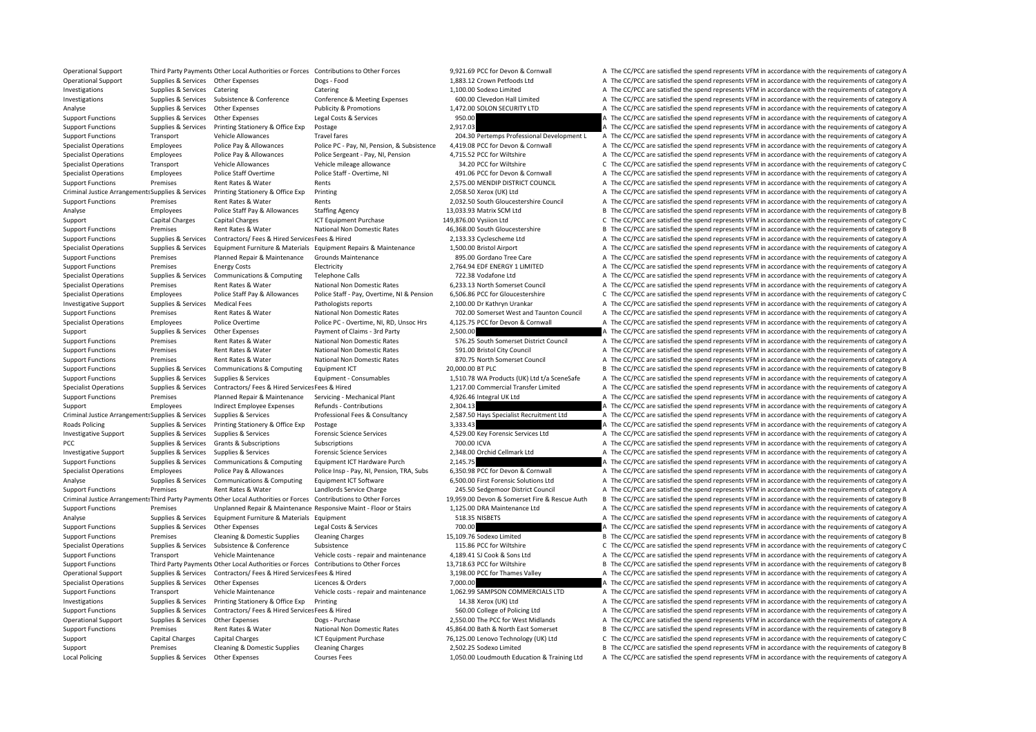| | | | | | | | |
|---|---|---|---|---|---|---|---|
| Operational Support | Third Party Payments | Other Local Authorities or Forces | Contributions to Other Forces | 9,921.69 | PCC for Devon & Cornwall | A | The CC/PCC are satisfied the spend represents VFM in accordance with the requirements of category A |
| Operational Support | Supplies & Services | Other Expenses | Dogs - Food | 1,883.12 | Crown Petfoods Ltd | A | The CC/PCC are satisfied the spend represents VFM in accordance with the requirements of category A |
| Investigations | Supplies & Services | Catering | Catering | 1,100.00 | Sodexo Limited | A | The CC/PCC are satisfied the spend represents VFM in accordance with the requirements of category A |
| Investigations | Supplies & Services | Subsistence & Conference | Conference & Meeting Expenses | 600.00 | Clevedon Hall Limited | A | The CC/PCC are satisfied the spend represents VFM in accordance with the requirements of category A |
| Analyse | Supplies & Services | Other Expenses | Publicity & Promotions | 1,472.00 | SOLON SECURITY LTD | A | The CC/PCC are satisfied the spend represents VFM in accordance with the requirements of category A |
| Support Functions | Supplies & Services | Other Expenses | Legal Costs & Services | 950.00 | | A | The CC/PCC are satisfied the spend represents VFM in accordance with the requirements of category A |
| Support Functions | Supplies & Services | Printing Stationery & Office Exp | Postage | 2,917.03 | | A | The CC/PCC are satisfied the spend represents VFM in accordance with the requirements of category A |
| Support Functions | Transport | Vehicle Allowances | Travel fares | 204.30 | Pertemps Professional Development L | A | The CC/PCC are satisfied the spend represents VFM in accordance with the requirements of category A |
| Specialist Operations | Employees | Police Pay & Allowances | Police PC - Pay, NI, Pension, & Subsistence | 4,419.08 | PCC for Devon & Cornwall | A | The CC/PCC are satisfied the spend represents VFM in accordance with the requirements of category A |
| Specialist Operations | Employees | Police Pay & Allowances | Police Sergeant - Pay, NI, Pension | 4,715.52 | PCC for Wiltshire | A | The CC/PCC are satisfied the spend represents VFM in accordance with the requirements of category A |
| Specialist Operations | Transport | Vehicle Allowances | Vehicle mileage allowance | 34.20 | PCC for Wiltshire | C | The CC/PCC are satisfied the spend represents VFM in accordance with the requirements of category C |
| Specialist Operations | Employees | Police Staff Overtime | Police Staff - Overtime, NI | 491.06 | PCC for Devon & Cornwall | A | The CC/PCC are satisfied the spend represents VFM in accordance with the requirements of category A |
| Support Functions | Premises | Rent Rates & Water | Rents | 2,575.00 | MENDIP DISTRICT COUNCIL | A | The CC/PCC are satisfied the spend represents VFM in accordance with the requirements of category A |
| Criminal Justice Arrangements | Supplies & Services | Printing Stationery & Office Exp | Printing | 2,058.50 | Xerox (UK) Ltd | A | The CC/PCC are satisfied the spend represents VFM in accordance with the requirements of category A |
| Support Functions | Premises | Rent Rates & Water | Rents | 2,032.50 | South Gloucestershire Council | A | The CC/PCC are satisfied the spend represents VFM in accordance with the requirements of category A |
| Analyse | Employees | Police Staff Pay & Allowances | Staffing Agency | 13,033.93 | Matrix SCM Ltd | B | The CC/PCC are satisfied the spend represents VFM in accordance with the requirements of category B |
| Support | Capital Charges | Capital Charges | ICT Equipment Purchase | 149,876.00 | Vysiion Ltd | C | The CC/PCC are satisfied the spend represents VFM in accordance with the requirements of category C |
| Support Functions | Premises | Rent Rates & Water | National Non Domestic Rates | 46,368.00 | South Gloucestershire | B | The CC/PCC are satisfied the spend represents VFM in accordance with the requirements of category B |
| Support Functions | Supplies & Services | Contractors/ Fees & Hired Services | Fees & Hired | 2,133.33 | Cyclescheme Ltd | A | The CC/PCC are satisfied the spend represents VFM in accordance with the requirements of category A |
| Specialist Operations | Supplies & Services | Equipment Furniture & Materials | Equipment Repairs & Maintenance | 1,500.00 | Bristol Airport | A | The CC/PCC are satisfied the spend represents VFM in accordance with the requirements of category A |
| Support Functions | Premises | Planned Repair & Maintenance | Grounds Maintenance | 895.00 | Gordano Tree Care | A | The CC/PCC are satisfied the spend represents VFM in accordance with the requirements of category A |
| Support Functions | Premises | Energy Costs | Electricity | 2,764.94 | EDF ENERGY 1 LIMITED | A | The CC/PCC are satisfied the spend represents VFM in accordance with the requirements of category A |
| Specialist Operations | Supplies & Services | Communications & Computing | Telephone Calls | 722.38 | Vodafone Ltd | A | The CC/PCC are satisfied the spend represents VFM in accordance with the requirements of category A |
| Specialist Operations | Premises | Rent Rates & Water | National Non Domestic Rates | 6,233.13 | North Somerset Council | A | The CC/PCC are satisfied the spend represents VFM in accordance with the requirements of category A |
| Specialist Operations | Employees | Police Staff Pay & Allowances | Police Staff - Pay, Overtime, NI & Pension | 6,506.86 | PCC for Gloucestershire | C | The CC/PCC are satisfied the spend represents VFM in accordance with the requirements of category C |
| Investigative Support | Supplies & Services | Medical Fees | Pathologists reports | 2,100.00 | Dr Kathryn Urankar | A | The CC/PCC are satisfied the spend represents VFM in accordance with the requirements of category A |
| Support Functions | Premises | Rent Rates & Water | National Non Domestic Rates | 702.00 | Somerset West and Taunton Council | A | The CC/PCC are satisfied the spend represents VFM in accordance with the requirements of category A |
| Specialist Operations | Employees | Police Overtime | Police PC - Overtime, NI, RD, Unsoc Hrs | 4,125.75 | PCC for Devon & Cornwall | A | The CC/PCC are satisfied the spend represents VFM in accordance with the requirements of category A |
| Support | Supplies & Services | Other Expenses | Payment of Claims - 3rd Party | 2,500.00 | | A | The CC/PCC are satisfied the spend represents VFM in accordance with the requirements of category A |
| Support Functions | Premises | Rent Rates & Water | National Non Domestic Rates | 576.25 | South Somerset District Council | A | The CC/PCC are satisfied the spend represents VFM in accordance with the requirements of category A |
| Support Functions | Premises | Rent Rates & Water | National Non Domestic Rates | 591.00 | Bristol City Council | A | The CC/PCC are satisfied the spend represents VFM in accordance with the requirements of category A |
| Support Functions | Premises | Rent Rates & Water | National Non Domestic Rates | 870.75 | North Somerset Council | A | The CC/PCC are satisfied the spend represents VFM in accordance with the requirements of category A |
| Support Functions | Supplies & Services | Communications & Computing | Equipment ICT | 20,000.00 | BT PLC | B | The CC/PCC are satisfied the spend represents VFM in accordance with the requirements of category B |
| Support Functions | Supplies & Services | Supplies & Services | Equipment - Consumables | 1,510.78 | WA Products (UK) Ltd t/a SceneSafe | A | The CC/PCC are satisfied the spend represents VFM in accordance with the requirements of category A |
| Specialist Operations | Supplies & Services | Contractors/ Fees & Hired Services | Fees & Hired | 1,217.00 | Commercial Transfer Limited | A | The CC/PCC are satisfied the spend represents VFM in accordance with the requirements of category A |
| Support Functions | Premises | Planned Repair & Maintenance | Servicing - Mechanical Plant | 4,926.46 | Integral UK Ltd | A | The CC/PCC are satisfied the spend represents VFM in accordance with the requirements of category A |
| Support | Employees | Indirect Employee Expenses | Refunds - Contributions | 2,304.13 | | A | The CC/PCC are satisfied the spend represents VFM in accordance with the requirements of category A |
| Criminal Justice Arrangements | Supplies & Services | Supplies & Services | Professional Fees & Consultancy | 2,587.50 | Hays Specialist Recruitment Ltd | A | The CC/PCC are satisfied the spend represents VFM in accordance with the requirements of category A |
| Roads Policing | Supplies & Services | Printing Stationery & Office Exp | Postage | 3,333.43 | | A | The CC/PCC are satisfied the spend represents VFM in accordance with the requirements of category A |
| Investigative Support | Supplies & Services | Supplies & Services | Forensic Science Services | 4,529.00 | Key Forensic Services Ltd | A | The CC/PCC are satisfied the spend represents VFM in accordance with the requirements of category A |
| PCC | Supplies & Services | Grants & Subscriptions | Subscriptions | 700.00 | ICVA | A | The CC/PCC are satisfied the spend represents VFM in accordance with the requirements of category A |
| Investigative Support | Supplies & Services | Supplies & Services | Forensic Science Services | 2,348.00 | Orchid Cellmark Ltd | A | The CC/PCC are satisfied the spend represents VFM in accordance with the requirements of category A |
| Support Functions | Supplies & Services | Communications & Computing | Equipment ICT Hardware Purch | 2,145.75 | | A | The CC/PCC are satisfied the spend represents VFM in accordance with the requirements of category A |
| Specialist Operations | Employees | Police Pay & Allowances | Police Insp - Pay, NI, Pension, TRA, Subs | 6,350.98 | PCC for Devon & Cornwall | A | The CC/PCC are satisfied the spend represents VFM in accordance with the requirements of category A |
| Analyse | Supplies & Services | Communications & Computing | Equipment ICT Software | 6,500.00 | First Forensic Solutions Ltd | A | The CC/PCC are satisfied the spend represents VFM in accordance with the requirements of category A |
| Support Functions | Premises | Rent Rates & Water | Landlords Service Charge | 245.50 | Sedgemoor District Council | A | The CC/PCC are satisfied the spend represents VFM in accordance with the requirements of category A |
| Criminal Justice Arrangements | Third Party Payments | Other Local Authorities or Forces | Contributions to Other Forces | 19,959.00 | Devon & Somerset Fire & Rescue Auth | B | The CC/PCC are satisfied the spend represents VFM in accordance with the requirements of category B |
| Support Functions | Premises | Unplanned Repair & Maintenance | Responsive Maint - Floor or Stairs | 1,125.00 | DRA Maintenance Ltd | A | The CC/PCC are satisfied the spend represents VFM in accordance with the requirements of category A |
| Analyse | Supplies & Services | Equipment Furniture & Materials | Equipment | 518.35 | NISBETS | A | The CC/PCC are satisfied the spend represents VFM in accordance with the requirements of category A |
| Support Functions | Supplies & Services | Other Expenses | Legal Costs & Services | 700.00 | | A | The CC/PCC are satisfied the spend represents VFM in accordance with the requirements of category A |
| Support Functions | Premises | Cleaning & Domestic Supplies | Cleaning Charges | 15,109.76 | Sodexo Limited | B | The CC/PCC are satisfied the spend represents VFM in accordance with the requirements of category B |
| Specialist Operations | Supplies & Services | Subsistence & Conference | Subsistence | 115.86 | PCC for Wiltshire | C | The CC/PCC are satisfied the spend represents VFM in accordance with the requirements of category C |
| Support Functions | Transport | Vehicle Maintenance | Vehicle costs - repair and maintenance | 4,189.41 | SJ Cook & Sons Ltd | A | The CC/PCC are satisfied the spend represents VFM in accordance with the requirements of category A |
| Support Functions | Third Party Payments | Other Local Authorities or Forces | Contributions to Other Forces | 13,718.63 | PCC for Wiltshire | B | The CC/PCC are satisfied the spend represents VFM in accordance with the requirements of category B |
| Operational Support | Supplies & Services | Contractors/ Fees & Hired Services | Fees & Hired | 3,198.00 | PCC for Thames Valley | A | The CC/PCC are satisfied the spend represents VFM in accordance with the requirements of category A |
| Specialist Operations | Supplies & Services | Other Expenses | Licences & Orders | 7,000.00 | | A | The CC/PCC are satisfied the spend represents VFM in accordance with the requirements of category A |
| Support Functions | Transport | Vehicle Maintenance | Vehicle costs - repair and maintenance | 1,062.99 | SAMPSON COMMERCIALS LTD | A | The CC/PCC are satisfied the spend represents VFM in accordance with the requirements of category A |
| Investigations | Supplies & Services | Printing Stationery & Office Exp | Printing | 14.38 | Xerox (UK) Ltd | A | The CC/PCC are satisfied the spend represents VFM in accordance with the requirements of category A |
| Support Functions | Supplies & Services | Contractors/ Fees & Hired Services | Fees & Hired | 560.00 | College of Policing Ltd | A | The CC/PCC are satisfied the spend represents VFM in accordance with the requirements of category A |
| Operational Support | Supplies & Services | Other Expenses | Dogs - Purchase | 2,550.00 | The PCC for West Midlands | A | The CC/PCC are satisfied the spend represents VFM in accordance with the requirements of category A |
| Support Functions | Premises | Rent Rates & Water | National Non Domestic Rates | 45,864.00 | Bath & North East Somerset | B | The CC/PCC are satisfied the spend represents VFM in accordance with the requirements of category B |
| Support | Capital Charges | Capital Charges | ICT Equipment Purchase | 76,125.00 | Lenovo Technology (UK) Ltd | C | The CC/PCC are satisfied the spend represents VFM in accordance with the requirements of category C |
| Support | Premises | Cleaning & Domestic Supplies | Cleaning Charges | 2,502.25 | Sodexo Limited | B | The CC/PCC are satisfied the spend represents VFM in accordance with the requirements of category B |
| Local Policing | Supplies & Services | Other Expenses | Courses Fees | 1,050.00 | Loudmouth Education & Training Ltd | A | The CC/PCC are satisfied the spend represents VFM in accordance with the requirements of category A |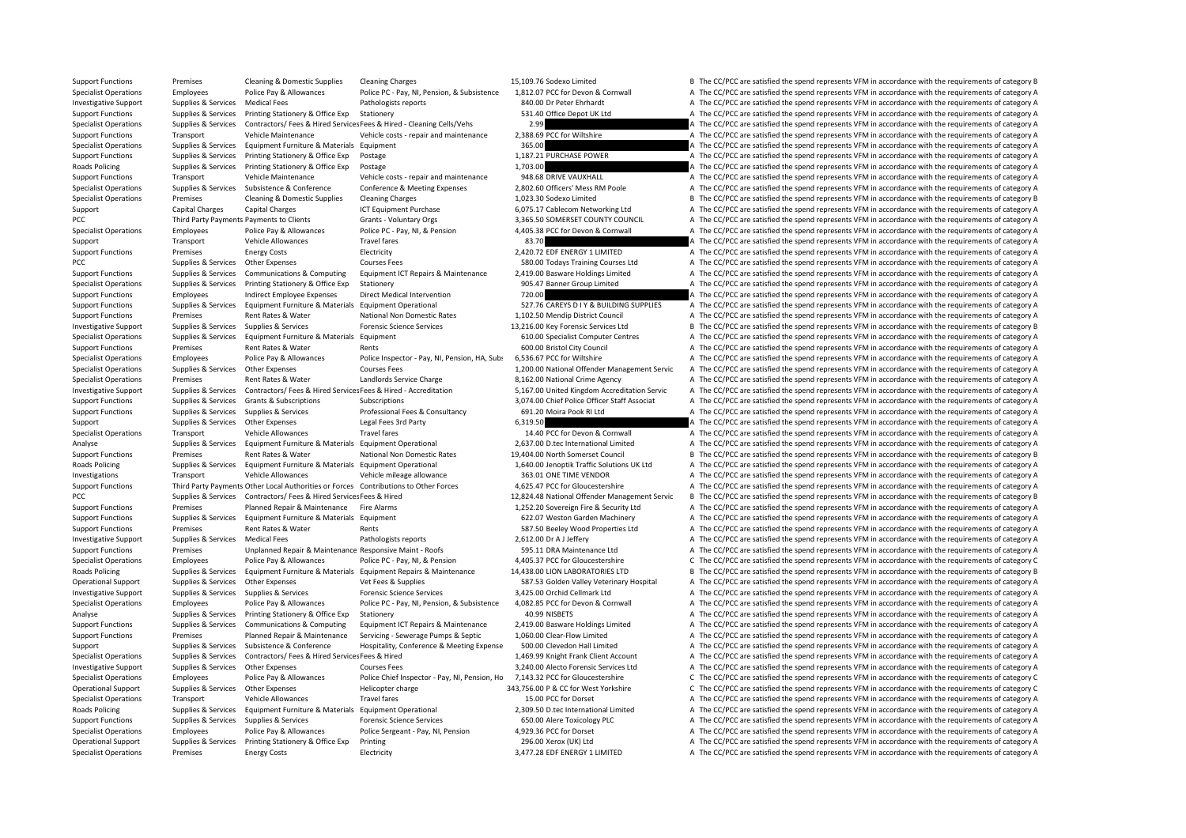| | | | | | | | |
|---|---|---|---|---|---|---|---|
| Support Functions | Premises | Cleaning & Domestic Supplies | Cleaning Charges | 15,109.76 | Sodexo Limited | B | The CC/PCC are satisfied the spend represents VFM in accordance with the requirements of category B |
| Specialist Operations | Employees | Police Pay & Allowances | Police PC - Pay, NI, Pension, & Subsistence | 1,812.07 | PCC for Devon & Cornwall | A | The CC/PCC are satisfied the spend represents VFM in accordance with the requirements of category A |
| Investigative Support | Supplies & Services | Medical Fees | Pathologists reports | 840.00 | Dr Peter Ehrhardt | A | The CC/PCC are satisfied the spend represents VFM in accordance with the requirements of category A |
| Support Functions | Supplies & Services | Printing Stationery & Office Exp | Stationery | 531.40 | Office Depot UK Ltd | A | The CC/PCC are satisfied the spend represents VFM in accordance with the requirements of category A |
| Specialist Operations | Supplies & Services | Contractors/ Fees & Hired Services | Fees & Hired - Cleaning Cells/Vehs | 2.99 | | A | The CC/PCC are satisfied the spend represents VFM in accordance with the requirements of category A |
| Support Functions | Transport | Vehicle Maintenance | Vehicle costs - repair and maintenance | 2,388.69 | PCC for Wiltshire | A | The CC/PCC are satisfied the spend represents VFM in accordance with the requirements of category A |
| Specialist Operations | Supplies & Services | Equipment Furniture & Materials | Equipment | 365.00 | | A | The CC/PCC are satisfied the spend represents VFM in accordance with the requirements of category A |
| Support Functions | Supplies & Services | Printing Stationery & Office Exp | Postage | 1,187.21 | PURCHASE POWER | A | The CC/PCC are satisfied the spend represents VFM in accordance with the requirements of category A |
| Roads Policing | Supplies & Services | Printing Stationery & Office Exp | Postage | 1,703.00 | | A | The CC/PCC are satisfied the spend represents VFM in accordance with the requirements of category A |
| Support Functions | Transport | Vehicle Maintenance | Vehicle costs - repair and maintenance | 948.68 | DRIVE VAUXHALL | A | The CC/PCC are satisfied the spend represents VFM in accordance with the requirements of category A |
| Specialist Operations | Supplies & Services | Subsistence & Conference | Conference & Meeting Expenses | 2,802.60 | Officers' Mess RM Poole | A | The CC/PCC are satisfied the spend represents VFM in accordance with the requirements of category A |
| Specialist Operations | Premises | Cleaning & Domestic Supplies | Cleaning Charges | 1,023.30 | Sodexo Limited | B | The CC/PCC are satisfied the spend represents VFM in accordance with the requirements of category B |
| Support | Capital Charges | Capital Charges | ICT Equipment Purchase | 6,075.17 | Cablecom Networking Ltd | A | The CC/PCC are satisfied the spend represents VFM in accordance with the requirements of category A |
| PCC | Third Party Payments | Payments to Clients | Grants - Voluntary Orgs | 3,365.50 | SOMERSET COUNTY COUNCIL | A | The CC/PCC are satisfied the spend represents VFM in accordance with the requirements of category A |
| Specialist Operations | Employees | Police Pay & Allowances | Police PC - Pay, NI, & Pension | 4,405.38 | PCC for Devon & Cornwall | A | The CC/PCC are satisfied the spend represents VFM in accordance with the requirements of category A |
| Support | Transport | Vehicle Allowances | Travel fares | 83.70 | | A | The CC/PCC are satisfied the spend represents VFM in accordance with the requirements of category A |
| Support Functions | Premises | Energy Costs | Electricity | 2,420.72 | EDF ENERGY 1 LIMITED | A | The CC/PCC are satisfied the spend represents VFM in accordance with the requirements of category A |
| PCC | Supplies & Services | Other Expenses | Courses Fees | 580.00 | Todays Training Courses Ltd | A | The CC/PCC are satisfied the spend represents VFM in accordance with the requirements of category A |
| Support Functions | Supplies & Services | Communications & Computing | Equipment ICT Repairs & Maintenance | 2,419.00 | Basware Holdings Limited | A | The CC/PCC are satisfied the spend represents VFM in accordance with the requirements of category A |
| Specialist Operations | Supplies & Services | Printing Stationery & Office Exp | Stationery | 905.47 | Banner Group Limited | A | The CC/PCC are satisfied the spend represents VFM in accordance with the requirements of category A |
| Support Functions | Employees | Indirect Employee Expenses | Direct Medical Intervention | 720.00 | | A | The CC/PCC are satisfied the spend represents VFM in accordance with the requirements of category A |
| Support Functions | Supplies & Services | Equipment Furniture & Materials | Equipment Operational | 527.76 | CAREYS D I Y & BUILDING SUPPLIES | A | The CC/PCC are satisfied the spend represents VFM in accordance with the requirements of category A |
| Support Functions | Premises | Rent Rates & Water | National Non Domestic Rates | 1,102.50 | Mendip District Council | A | The CC/PCC are satisfied the spend represents VFM in accordance with the requirements of category A |
| Investigative Support | Supplies & Services | Supplies & Services | Forensic Science Services | 13,216.00 | Key Forensic Services Ltd | B | The CC/PCC are satisfied the spend represents VFM in accordance with the requirements of category B |
| Specialist Operations | Supplies & Services | Equipment Furniture & Materials | Equipment | 610.00 | Specialist Computer Centres | A | The CC/PCC are satisfied the spend represents VFM in accordance with the requirements of category A |
| Support Functions | Premises | Rent Rates & Water | Rents | 600.00 | Bristol City Council | A | The CC/PCC are satisfied the spend represents VFM in accordance with the requirements of category A |
| Specialist Operations | Employees | Police Pay & Allowances | Police Inspector - Pay, NI, Pension, HA, Subs | 6,536.67 | PCC for Wiltshire | A | The CC/PCC are satisfied the spend represents VFM in accordance with the requirements of category A |
| Specialist Operations | Supplies & Services | Other Expenses | Courses Fees | 1,200.00 | National Offender Management Servic | A | The CC/PCC are satisfied the spend represents VFM in accordance with the requirements of category A |
| Specialist Operations | Premises | Rent Rates & Water | Landlords Service Charge | 8,162.00 | National Crime Agency | A | The CC/PCC are satisfied the spend represents VFM in accordance with the requirements of category A |
| Investigative Support | Supplies & Services | Contractors/ Fees & Hired Services | Fees & Hired - Accreditation | 5,167.00 | United Kingdom Accreditation Servic | A | The CC/PCC are satisfied the spend represents VFM in accordance with the requirements of category A |
| Support Functions | Supplies & Services | Grants & Subscriptions | Subscriptions | 3,074.00 | Chief Police Officer Staff Associat | A | The CC/PCC are satisfied the spend represents VFM in accordance with the requirements of category A |
| Support Functions | Supplies & Services | Supplies & Services | Professional Fees & Consultancy | 691.20 | Moira Pook RI Ltd | A | The CC/PCC are satisfied the spend represents VFM in accordance with the requirements of category A |
| Support | Supplies & Services | Other Expenses | Legal Fees 3rd Party | 6,319.50 | | A | The CC/PCC are satisfied the spend represents VFM in accordance with the requirements of category A |
| Specialist Operations | Transport | Vehicle Allowances | Travel fares | 14.40 | PCC for Devon & Cornwall | A | The CC/PCC are satisfied the spend represents VFM in accordance with the requirements of category A |
| Analyse | Supplies & Services | Equipment Furniture & Materials | Equipment Operational | 2,637.00 | D.tec International Limited | A | The CC/PCC are satisfied the spend represents VFM in accordance with the requirements of category A |
| Support Functions | Premises | Rent Rates & Water | National Non Domestic Rates | 19,404.00 | North Somerset Council | B | The CC/PCC are satisfied the spend represents VFM in accordance with the requirements of category B |
| Roads Policing | Supplies & Services | Equipment Furniture & Materials | Equipment Operational | 1,640.00 | Jenoptik Traffic Solutions UK Ltd | A | The CC/PCC are satisfied the spend represents VFM in accordance with the requirements of category A |
| Investigations | Transport | Vehicle Allowances | Vehicle mileage allowance | 363.01 | ONE TIME VENDOR | A | The CC/PCC are satisfied the spend represents VFM in accordance with the requirements of category A |
| Support Functions | Third Party Payments | Other Local Authorities or Forces | Contributions to Other Forces | 4,625.47 | PCC for Gloucestershire | A | The CC/PCC are satisfied the spend represents VFM in accordance with the requirements of category A |
| PCC | Supplies & Services | Contractors/ Fees & Hired Services | Fees & Hired | 12,824.48 | National Offender Management Servic | B | The CC/PCC are satisfied the spend represents VFM in accordance with the requirements of category B |
| Support Functions | Premises | Planned Repair & Maintenance | Fire Alarms | 1,252.20 | Sovereign Fire & Security Ltd | A | The CC/PCC are satisfied the spend represents VFM in accordance with the requirements of category A |
| Support Functions | Supplies & Services | Equipment Furniture & Materials | Equipment | 622.07 | Weston Garden Machinery | A | The CC/PCC are satisfied the spend represents VFM in accordance with the requirements of category A |
| Support Functions | Premises | Rent Rates & Water | Rents | 587.50 | Beeley Wood Properties Ltd | A | The CC/PCC are satisfied the spend represents VFM in accordance with the requirements of category A |
| Investigative Support | Supplies & Services | Medical Fees | Pathologists reports | 2,612.00 | Dr A J Jeffery | A | The CC/PCC are satisfied the spend represents VFM in accordance with the requirements of category A |
| Support Functions | Premises | Unplanned Repair & Maintenance | Responsive Maint - Roofs | 595.11 | DRA Maintenance Ltd | A | The CC/PCC are satisfied the spend represents VFM in accordance with the requirements of category A |
| Specialist Operations | Employees | Police Pay & Allowances | Police PC - Pay, NI, & Pension | 4,405.37 | PCC for Gloucestershire | C | The CC/PCC are satisfied the spend represents VFM in accordance with the requirements of category C |
| Roads Policing | Supplies & Services | Equipment Furniture & Materials | Equipment Repairs & Maintenance | 14,438.00 | LION LABORATORIES LTD | B | The CC/PCC are satisfied the spend represents VFM in accordance with the requirements of category B |
| Operational Support | Supplies & Services | Other Expenses | Vet Fees & Supplies | 587.53 | Golden Valley Veterinary Hospital | A | The CC/PCC are satisfied the spend represents VFM in accordance with the requirements of category A |
| Investigative Support | Supplies & Services | Supplies & Services | Forensic Science Services | 3,425.00 | Orchid Cellmark Ltd | A | The CC/PCC are satisfied the spend represents VFM in accordance with the requirements of category A |
| Specialist Operations | Employees | Police Pay & Allowances | Police PC - Pay, NI, Pension, & Subsistence | 4,082.85 | PCC for Devon & Cornwall | A | The CC/PCC are satisfied the spend represents VFM in accordance with the requirements of category A |
| Analyse | Supplies & Services | Printing Stationery & Office Exp | Stationery | 40.99 | NISBETS | A | The CC/PCC are satisfied the spend represents VFM in accordance with the requirements of category A |
| Support Functions | Supplies & Services | Communications & Computing | Equipment ICT Repairs & Maintenance | 2,419.00 | Basware Holdings Limited | A | The CC/PCC are satisfied the spend represents VFM in accordance with the requirements of category A |
| Support Functions | Premises | Planned Repair & Maintenance | Servicing - Sewerage Pumps & Septic | 1,060.00 | Clear-Flow Limited | A | The CC/PCC are satisfied the spend represents VFM in accordance with the requirements of category A |
| Support | Supplies & Services | Subsistence & Conference | Hospitality, Conference & Meeting Expense | 500.00 | Clevedon Hall Limited | A | The CC/PCC are satisfied the spend represents VFM in accordance with the requirements of category A |
| Specialist Operations | Supplies & Services | Contractors/ Fees & Hired Services | Fees & Hired | 1,469.99 | Knight Frank Client Account | A | The CC/PCC are satisfied the spend represents VFM in accordance with the requirements of category A |
| Investigative Support | Supplies & Services | Other Expenses | Courses Fees | 3,240.00 | Alecto Forensic Services Ltd | A | The CC/PCC are satisfied the spend represents VFM in accordance with the requirements of category A |
| Specialist Operations | Employees | Police Pay & Allowances | Police Chief Inspector - Pay, NI, Pension, Ho | 7,143.32 | PCC for Gloucestershire | C | The CC/PCC are satisfied the spend represents VFM in accordance with the requirements of category C |
| Operational Support | Supplies & Services | Other Expenses | Helicopter charge | 343,756.00 | P & CC for West Yorkshire | C | The CC/PCC are satisfied the spend represents VFM in accordance with the requirements of category C |
| Specialist Operations | Transport | Vehicle Allowances | Travel fares | 15.00 | PCC for Dorset | A | The CC/PCC are satisfied the spend represents VFM in accordance with the requirements of category A |
| Roads Policing | Supplies & Services | Equipment Furniture & Materials | Equipment Operational | 2,309.50 | D.tec International Limited | A | The CC/PCC are satisfied the spend represents VFM in accordance with the requirements of category A |
| Support Functions | Supplies & Services | Supplies & Services | Forensic Science Services | 650.00 | Alere Toxicology PLC | A | The CC/PCC are satisfied the spend represents VFM in accordance with the requirements of category A |
| Specialist Operations | Employees | Police Pay & Allowances | Police Sergeant - Pay, NI, Pension | 4,929.36 | PCC for Dorset | A | The CC/PCC are satisfied the spend represents VFM in accordance with the requirements of category A |
| Operational Support | Supplies & Services | Printing Stationery & Office Exp | Printing | 296.00 | Xerox (UK) Ltd | A | The CC/PCC are satisfied the spend represents VFM in accordance with the requirements of category A |
| Specialist Operations | Premises | Energy Costs | Electricity | 3,477.28 | EDF ENERGY 1 LIMITED | A | The CC/PCC are satisfied the spend represents VFM in accordance with the requirements of category A |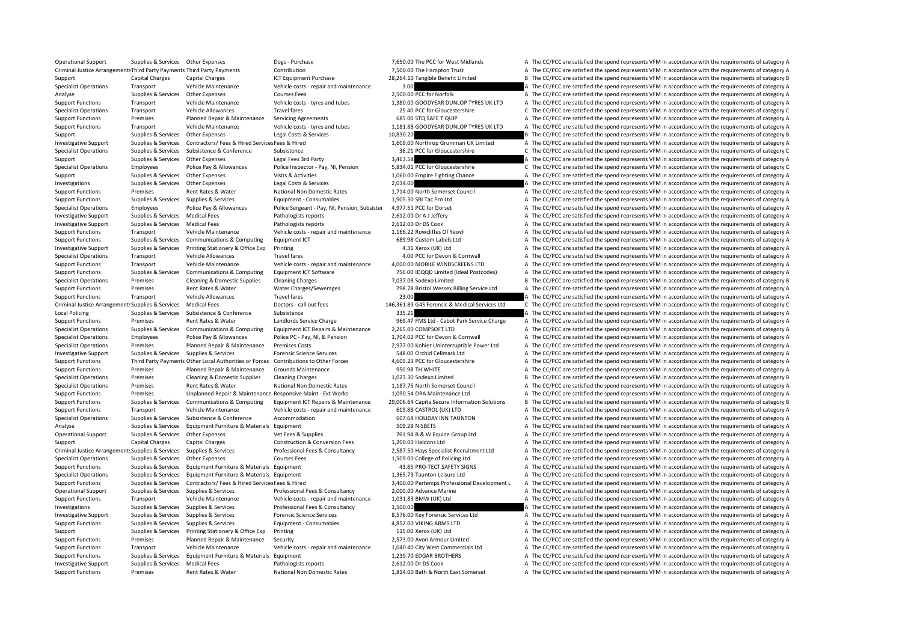| | | | | | | | |
|---|---|---|---|---|---|---|---|
| Operational Support | Supplies & Services | Other Expenses | Dogs - Purchase | 7,650.00 | The PCC for West Midlands | A | The CC/PCC are satisfied the spend represents VFM in accordance with the requirements of category A |
| Criminal Justice Arrangements | Third Party Payments | Third Party Payments | Contribution | 7,500.00 | The Hampton Trust | A | The CC/PCC are satisfied the spend represents VFM in accordance with the requirements of category A |
| Support | Capital Charges | Capital Charges | ICT Equipment Purchase | 28,264.10 | Tangible Benefit Limited | B | The CC/PCC are satisfied the spend represents VFM in accordance with the requirements of category B |
| Specialist Operations | Transport | Vehicle Maintenance | Vehicle costs - repair and maintenance | 3.00 | | A | The CC/PCC are satisfied the spend represents VFM in accordance with the requirements of category A |
| Analyse | Supplies & Services | Other Expenses | Courses Fees | 2,500.00 | PCC for Norfolk | A | The CC/PCC are satisfied the spend represents VFM in accordance with the requirements of category A |
| Support Functions | Transport | Vehicle Maintenance | Vehicle costs - tyres and tubes | 1,380.00 | GOODYEAR DUNLOP TYRES UK LTD | A | The CC/PCC are satisfied the spend represents VFM in accordance with the requirements of category A |
| Specialist Operations | Transport | Vehicle Allowances | Travel fares | 25.40 | PCC for Gloucestershire | C | The CC/PCC are satisfied the spend represents VFM in accordance with the requirements of category C |
| Support Functions | Premises | Planned Repair & Maintenance | Servicing Agreements | 685.00 | STQ SAFE T QUIP | A | The CC/PCC are satisfied the spend represents VFM in accordance with the requirements of category A |
| Support Functions | Transport | Vehicle Maintenance | Vehicle costs - tyres and tubes | 1,181.88 | GOODYEAR DUNLOP TYRES UK LTD | A | The CC/PCC are satisfied the spend represents VFM in accordance with the requirements of category A |
| Support | Supplies & Services | Other Expenses | Legal Costs & Services | 10,830.20 | | B | The CC/PCC are satisfied the spend represents VFM in accordance with the requirements of category B |
| Investigative Support | Supplies & Services | Contractors/ Fees & Hired Services | Fees & Hired | 1,609.00 | Northrop Grumman UK Limited | A | The CC/PCC are satisfied the spend represents VFM in accordance with the requirements of category A |
| Specialist Operations | Supplies & Services | Subsistence & Conference | Subsistence | 36.21 | PCC for Gloucestershire | C | The CC/PCC are satisfied the spend represents VFM in accordance with the requirements of category C |
| Support | Supplies & Services | Other Expenses | Legal Fees 3rd Party | 3,463.58 | | A | The CC/PCC are satisfied the spend represents VFM in accordance with the requirements of category A |
| Specialist Operations | Employees | Police Pay & Allowances | Police Inspector - Pay, NI, Pension | 5,834.01 | PCC for Gloucestershire | C | The CC/PCC are satisfied the spend represents VFM in accordance with the requirements of category C |
| Support | Supplies & Services | Other Expenses | Visits & Activities | 1,060.00 | Empire Fighting Chance | A | The CC/PCC are satisfied the spend represents VFM in accordance with the requirements of category A |
| Investigations | Supplies & Services | Other Expenses | Legal Costs & Services | 2,034.00 | | A | The CC/PCC are satisfied the spend represents VFM in accordance with the requirements of category A |
| Support Functions | Premises | Rent Rates & Water | National Non Domestic Rates | 1,714.00 | North Somerset Council | A | The CC/PCC are satisfied the spend represents VFM in accordance with the requirements of category A |
| Support Functions | Supplies & Services | Supplies & Services | Equipment - Consumables | 1,905.30 | SBI Tac Pro Ltd | A | The CC/PCC are satisfied the spend represents VFM in accordance with the requirements of category A |
| Specialist Operations | Employees | Police Pay & Allowances | Police Sergeant - Pay, NI, Pension, Subsister | 4,977.51 | PCC for Dorset | A | The CC/PCC are satisfied the spend represents VFM in accordance with the requirements of category A |
| Investigative Support | Supplies & Services | Medical Fees | Pathologists reports | 2,612.00 | Dr A J Jeffery | A | The CC/PCC are satisfied the spend represents VFM in accordance with the requirements of category A |
| Investigative Support | Supplies & Services | Medical Fees | Pathologists reports | 2,612.00 | Dr DS Cook | A | The CC/PCC are satisfied the spend represents VFM in accordance with the requirements of category A |
| Support Functions | Transport | Vehicle Maintenance | Vehicle costs - repair and maintenance | 1,166.22 | Rowcliffes Of Yeovil | A | The CC/PCC are satisfied the spend represents VFM in accordance with the requirements of category A |
| Support Functions | Supplies & Services | Communications & Computing | Equipment ICT | 689.98 | Custom Labels Ltd | A | The CC/PCC are satisfied the spend represents VFM in accordance with the requirements of category A |
| Investigative Support | Supplies & Services | Printing Stationery & Office Exp | Printing | 4.31 | Xerox (UK) Ltd | A | The CC/PCC are satisfied the spend represents VFM in accordance with the requirements of category A |
| Specialist Operations | Transport | Vehicle Allowances | Travel fares | 4.00 | PCC for Devon & Cornwall | A | The CC/PCC are satisfied the spend represents VFM in accordance with the requirements of category A |
| Support Functions | Transport | Vehicle Maintenance | Vehicle costs - repair and maintenance | 4,000.00 | MOBILE WINDSCREENS LTD | A | The CC/PCC are satisfied the spend represents VFM in accordance with the requirements of category A |
| Support Functions | Supplies & Services | Communications & Computing | Equipment ICT Software | 756.00 | IDQQD Limited (Ideal Postcodes) | A | The CC/PCC are satisfied the spend represents VFM in accordance with the requirements of category A |
| Specialist Operations | Premises | Cleaning & Domestic Supplies | Cleaning Charges | 7,037.08 | Sodexo Limited | B | The CC/PCC are satisfied the spend represents VFM in accordance with the requirements of category B |
| Support Functions | Premises | Rent Rates & Water | Water Charges/Sewerages | 798.78 | Bristol Wessex Billing Service Ltd | A | The CC/PCC are satisfied the spend represents VFM in accordance with the requirements of category A |
| Support Functions | Transport | Vehicle Allowances | Travel fares | 23.00 | | A | The CC/PCC are satisfied the spend represents VFM in accordance with the requirements of category A |
| Criminal Justice Arrangements | Supplies & Services | Medical Fees | Doctors - call out fees | 146,361.89 | G4S Forensic & Medical Services Ltd | C | The CC/PCC are satisfied the spend represents VFM in accordance with the requirements of category C |
| Local Policing | Supplies & Services | Subsistence & Conference | Subsistence | 335.21 | | A | The CC/PCC are satisfied the spend represents VFM in accordance with the requirements of category A |
| Support Functions | Premises | Rent Rates & Water | Landlords Service Charge | 969.47 | FMS Ltd - Cabot Park Service Charge | A | The CC/PCC are satisfied the spend represents VFM in accordance with the requirements of category A |
| Specialist Operations | Supplies & Services | Communications & Computing | Equipment ICT Repairs & Maintenance | 2,265.00 | COMPSOFT LTD | A | The CC/PCC are satisfied the spend represents VFM in accordance with the requirements of category A |
| Specialist Operations | Employees | Police Pay & Allowances | Police PC - Pay, NI, & Pension | 1,704.02 | PCC for Devon & Cornwall | A | The CC/PCC are satisfied the spend represents VFM in accordance with the requirements of category A |
| Specialist Operations | Premises | Planned Repair & Maintenance | Premises Costs | 2,977.00 | Kohler Uninterruptible Power Ltd | A | The CC/PCC are satisfied the spend represents VFM in accordance with the requirements of category A |
| Investigative Support | Supplies & Services | Supplies & Services | Forensic Science Services | 548.00 | Orchid Cellmark Ltd | A | The CC/PCC are satisfied the spend represents VFM in accordance with the requirements of category A |
| Support Functions | Third Party Payments | Other Local Authorities or Forces | Contributions to Other Forces | 4,605.23 | PCC for Gloucestershire | A | The CC/PCC are satisfied the spend represents VFM in accordance with the requirements of category A |
| Support Functions | Premises | Planned Repair & Maintenance | Grounds Maintenance | 950.98 | TH WHITE | A | The CC/PCC are satisfied the spend represents VFM in accordance with the requirements of category A |
| Specialist Operations | Premises | Cleaning & Domestic Supplies | Cleaning Charges | 1,023.30 | Sodexo Limited | B | The CC/PCC are satisfied the spend represents VFM in accordance with the requirements of category B |
| Specialist Operations | Premises | Rent Rates & Water | National Non Domestic Rates | 1,187.75 | North Somerset Council | A | The CC/PCC are satisfied the spend represents VFM in accordance with the requirements of category A |
| Support Functions | Premises | Unplanned Repair & Maintenance | Responsive Maint - Ext Works | 1,090.54 | DRA Maintenance Ltd | A | The CC/PCC are satisfied the spend represents VFM in accordance with the requirements of category A |
| Support Functions | Supplies & Services | Communications & Computing | Equipment ICT Repairs & Maintenance | 29,006.64 | Capita Secure Information Solutions | B | The CC/PCC are satisfied the spend represents VFM in accordance with the requirements of category B |
| Support Functions | Transport | Vehicle Maintenance | Vehicle costs - repair and maintenance | 619.88 | CASTROL (UK) LTD | A | The CC/PCC are satisfied the spend represents VFM in accordance with the requirements of category A |
| Specialist Operations | Supplies & Services | Subsistence & Conference | Accommodation | 607.64 | HOLIDAY INN TAUNTON | A | The CC/PCC are satisfied the spend represents VFM in accordance with the requirements of category A |
| Analyse | Supplies & Services | Equipment Furniture & Materials | Equipment | 509.28 | NISBETS | A | The CC/PCC are satisfied the spend represents VFM in accordance with the requirements of category A |
| Operational Support | Supplies & Services | Other Expenses | Vet Fees & Supplies | 761.94 | B & W Equine Group Ltd | A | The CC/PCC are satisfied the spend represents VFM in accordance with the requirements of category A |
| Support | Capital Charges | Capital Charges | Construction & Conversion Fees | 1,200.00 | Haldons Ltd | A | The CC/PCC are satisfied the spend represents VFM in accordance with the requirements of category A |
| Criminal Justice Arrangements | Supplies & Services | Supplies & Services | Professional Fees & Consultancy | 2,587.50 | Hays Specialist Recruitment Ltd | A | The CC/PCC are satisfied the spend represents VFM in accordance with the requirements of category A |
| Specialist Operations | Supplies & Services | Other Expenses | Courses Fees | 1,509.00 | College of Policing Ltd | A | The CC/PCC are satisfied the spend represents VFM in accordance with the requirements of category A |
| Support Functions | Supplies & Services | Equipment Furniture & Materials | Equipment | 43.85 | PRO-TECT SAFETY SIGNS | A | The CC/PCC are satisfied the spend represents VFM in accordance with the requirements of category A |
| Specialist Operations | Supplies & Services | Equipment Furniture & Materials | Equipment | 1,365.73 | Taunton Leisure Ltd | A | The CC/PCC are satisfied the spend represents VFM in accordance with the requirements of category A |
| Support Functions | Supplies & Services | Contractors/ Fees & Hired Services | Fees & Hired | 3,400.00 | Pertemps Professional Development L | A | The CC/PCC are satisfied the spend represents VFM in accordance with the requirements of category A |
| Operational Support | Supplies & Services | Supplies & Services | Professional Fees & Consultancy | 2,000.00 | Advance Marine | A | The CC/PCC are satisfied the spend represents VFM in accordance with the requirements of category A |
| Support Functions | Transport | Vehicle Maintenance | Vehicle costs - repair and maintenance | 1,031.83 | BMW (UK) Ltd | A | The CC/PCC are satisfied the spend represents VFM in accordance with the requirements of category A |
| Investigations | Supplies & Services | Supplies & Services | Professional Fees & Consultancy | 1,500.00 | | A | The CC/PCC are satisfied the spend represents VFM in accordance with the requirements of category A |
| Investigative Support | Supplies & Services | Supplies & Services | Forensic Science Services | 8,576.00 | Key Forensic Services Ltd | A | The CC/PCC are satisfied the spend represents VFM in accordance with the requirements of category A |
| Support Functions | Supplies & Services | Supplies & Services | Equipment - Consumables | 4,852.00 | VIKING ARMS LTD | A | The CC/PCC are satisfied the spend represents VFM in accordance with the requirements of category A |
| Support | Supplies & Services | Printing Stationery & Office Exp | Printing | 115.00 | Xerox (UK) Ltd | A | The CC/PCC are satisfied the spend represents VFM in accordance with the requirements of category A |
| Support Functions | Premises | Planned Repair & Maintenance | Security | 2,573.00 | Avon Armour Limited | A | The CC/PCC are satisfied the spend represents VFM in accordance with the requirements of category A |
| Support Functions | Transport | Vehicle Maintenance | Vehicle costs - repair and maintenance | 1,040.40 | City West Commercials Ltd | A | The CC/PCC are satisfied the spend represents VFM in accordance with the requirements of category A |
| Support Functions | Supplies & Services | Equipment Furniture & Materials | Equipment | 1,239.70 | EDGAR BROTHERS | A | The CC/PCC are satisfied the spend represents VFM in accordance with the requirements of category A |
| Investigative Support | Supplies & Services | Medical Fees | Pathologists reports | 2,612.00 | Dr DS Cook | A | The CC/PCC are satisfied the spend represents VFM in accordance with the requirements of category A |
| Support Functions | Premises | Rent Rates & Water | National Non Domestic Rates | 1,814.00 | Bath & North East Somerset | A | The CC/PCC are satisfied the spend represents VFM in accordance with the requirements of category A |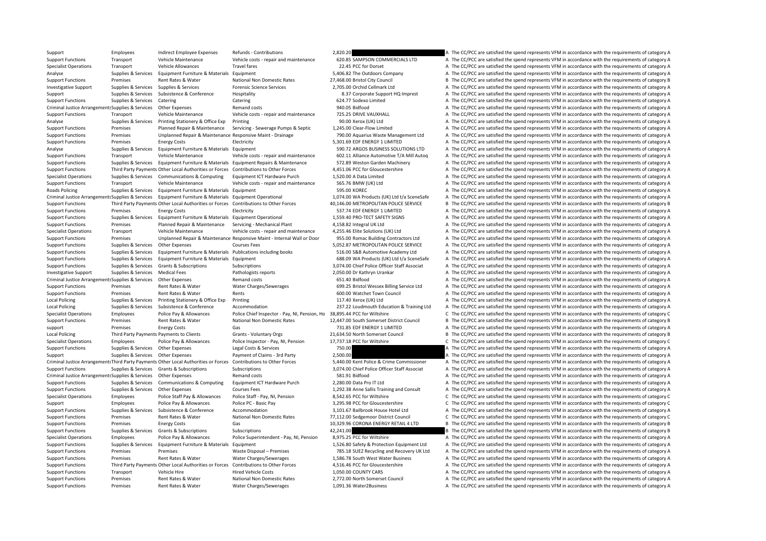| | | | | | | | |
|---|---|---|---|---|---|---|---|
| Support | Employees | Indirect Employee Expenses | Refunds - Contributions | 2,820.20 | | A | The CC/PCC are satisfied the spend represents VFM in accordance with the requirements of category A |
| Support Functions | Transport | Vehicle Maintenance | Vehicle costs - repair and maintenance | 620.85 | SAMPSON COMMERCIALS LTD | A | The CC/PCC are satisfied the spend represents VFM in accordance with the requirements of category A |
| Specialist Operations | Transport | Vehicle Allowances | Travel fares | 22.45 | PCC for Dorset | A | The CC/PCC are satisfied the spend represents VFM in accordance with the requirements of category A |
| Analyse | Supplies & Services | Equipment Furniture & Materials | Equipment | 5,406.82 | The Outdoors Company | A | The CC/PCC are satisfied the spend represents VFM in accordance with the requirements of category A |
| Support Functions | Premises | Rent Rates & Water | National Non Domestic Rates | 27,468.00 | Bristol City Council | B | The CC/PCC are satisfied the spend represents VFM in accordance with the requirements of category B |
| Investigative Support | Supplies & Services | Supplies & Services | Forensic Science Services | 2,705.00 | Orchid Cellmark Ltd | A | The CC/PCC are satisfied the spend represents VFM in accordance with the requirements of category A |
| Support | Supplies & Services | Subsistence & Conference | Hospitality | 8.37 | Corporate Support HQ Imprest | A | The CC/PCC are satisfied the spend represents VFM in accordance with the requirements of category A |
| Support Functions | Supplies & Services | Catering | Catering | 624.77 | Sodexo Limited | A | The CC/PCC are satisfied the spend represents VFM in accordance with the requirements of category A |
| Criminal Justice Arrangements | Supplies & Services | Other Expenses | Remand costs | 940.05 | Bidfood | A | The CC/PCC are satisfied the spend represents VFM in accordance with the requirements of category A |
| Support Functions | Transport | Vehicle Maintenance | Vehicle costs - repair and maintenance | 725.25 | DRIVE VAUXHALL | A | The CC/PCC are satisfied the spend represents VFM in accordance with the requirements of category A |
| Analyse | Supplies & Services | Printing Stationery & Office Exp | Printing | 90.00 | Xerox (UK) Ltd | A | The CC/PCC are satisfied the spend represents VFM in accordance with the requirements of category A |
| Support Functions | Premises | Planned Repair & Maintenance | Servicing - Sewerage Pumps & Septic | 1,245.00 | Clear-Flow Limited | A | The CC/PCC are satisfied the spend represents VFM in accordance with the requirements of category A |
| Support Functions | Premises | Unplanned Repair & Maintenance | Responsive Maint - Drainage | 790.00 | Aquarius Waste Management Ltd | A | The CC/PCC are satisfied the spend represents VFM in accordance with the requirements of category A |
| Support Functions | Premises | Energy Costs | Electricity | 5,301.69 | EDF ENERGY 1 LIMITED | A | The CC/PCC are satisfied the spend represents VFM in accordance with the requirements of category A |
| Analyse | Supplies & Services | Equipment Furniture & Materials | Equipment | 590.72 | ARGOS BUSINESS SOLUTIONS LTD | A | The CC/PCC are satisfied the spend represents VFM in accordance with the requirements of category A |
| Support Functions | Transport | Vehicle Maintenance | Vehicle costs - repair and maintenance | 602.11 | Alliance Automotive T/A Mill Autoq | A | The CC/PCC are satisfied the spend represents VFM in accordance with the requirements of category A |
| Support Functions | Supplies & Services | Equipment Furniture & Materials | Equipment Repairs & Maintenance | 572.89 | Weston Garden Machinery | A | The CC/PCC are satisfied the spend represents VFM in accordance with the requirements of category A |
| Support Functions | Third Party Payments | Other Local Authorities or Forces | Contributions to Other Forces | 4,451.06 | PCC for Gloucestershire | A | The CC/PCC are satisfied the spend represents VFM in accordance with the requirements of category A |
| Specialist Operations | Supplies & Services | Communications & Computing | Equipment ICT Hardware Purch | 1,520.00 | A Data Limited | A | The CC/PCC are satisfied the spend represents VFM in accordance with the requirements of category A |
| Support Functions | Transport | Vehicle Maintenance | Vehicle costs - repair and maintenance | 565.76 | BMW (UK) Ltd | A | The CC/PCC are satisfied the spend represents VFM in accordance with the requirements of category A |
| Roads Policing | Supplies & Services | Equipment Furniture & Materials | Equipment | 595.00 | KOREC | A | The CC/PCC are satisfied the spend represents VFM in accordance with the requirements of category A |
| Criminal Justice Arrangements | Supplies & Services | Equipment Furniture & Materials | Equipment Operational | 1,074.00 | WA Products (UK) Ltd t/a SceneSafe | A | The CC/PCC are satisfied the spend represents VFM in accordance with the requirements of category A |
| Support Functions | Third Party Payments | Other Local Authorities or Forces | Contributions to Other Forces | 40,146.00 | METROPOLITAN POLICE SERVICE | B | The CC/PCC are satisfied the spend represents VFM in accordance with the requirements of category B |
| Support Functions | Premises | Energy Costs | Electricity | 537.74 | EDF ENERGY 1 LIMITED | A | The CC/PCC are satisfied the spend represents VFM in accordance with the requirements of category A |
| Support Functions | Supplies & Services | Equipment Furniture & Materials | Equipment Operational | 1,559.40 | PRO-TECT SAFETY SIGNS | A | The CC/PCC are satisfied the spend represents VFM in accordance with the requirements of category A |
| Support Functions | Premises | Planned Repair & Maintenance | Servicing - Mechanical Plant | 4,158.82 | Integral UK Ltd | A | The CC/PCC are satisfied the spend represents VFM in accordance with the requirements of category A |
| Specialist Operations | Transport | Vehicle Maintenance | Vehicle costs - repair and maintenance | 4,255.46 | Elite Solutions (UK) Ltd | A | The CC/PCC are satisfied the spend represents VFM in accordance with the requirements of category A |
| Support Functions | Premises | Unplanned Repair & Maintenance | Responsive Maint - Internal Wall or Door | 955.00 | Romac Building Contractors Ltd | A | The CC/PCC are satisfied the spend represents VFM in accordance with the requirements of category A |
| Support Functions | Supplies & Services | Other Expenses | Courses Fees | 5,052.87 | METROPOLITAN POLICE SERVICE | A | The CC/PCC are satisfied the spend represents VFM in accordance with the requirements of category A |
| Support Functions | Supplies & Services | Equipment Furniture & Materials | Publications including books | 516.00 | S&B Automotive Academy Ltd | A | The CC/PCC are satisfied the spend represents VFM in accordance with the requirements of category A |
| Support Functions | Supplies & Services | Equipment Furniture & Materials | Equipment | 688.09 | WA Products (UK) Ltd t/a SceneSafe | A | The CC/PCC are satisfied the spend represents VFM in accordance with the requirements of category A |
| Support Functions | Supplies & Services | Grants & Subscriptions | Subscriptions | 3,074.00 | Chief Police Officer Staff Associat | A | The CC/PCC are satisfied the spend represents VFM in accordance with the requirements of category A |
| Investigative Support | Supplies & Services | Medical Fees | Pathologists reports | 2,050.00 | Dr Kathryn Urankar | A | The CC/PCC are satisfied the spend represents VFM in accordance with the requirements of category A |
| Criminal Justice Arrangements | Supplies & Services | Other Expenses | Remand costs | 651.40 | Bidfood | A | The CC/PCC are satisfied the spend represents VFM in accordance with the requirements of category A |
| Support Functions | Premises | Rent Rates & Water | Water Charges/Sewerages | 699.25 | Bristol Wessex Billing Service Ltd | A | The CC/PCC are satisfied the spend represents VFM in accordance with the requirements of category A |
| Support Functions | Premises | Rent Rates & Water | Rents | 600.00 | Watchet Town Council | A | The CC/PCC are satisfied the spend represents VFM in accordance with the requirements of category A |
| Local Policing | Supplies & Services | Printing Stationery & Office Exp | Printing | 117.40 | Xerox (UK) Ltd | A | The CC/PCC are satisfied the spend represents VFM in accordance with the requirements of category A |
| Local Policing | Supplies & Services | Subsistence & Conference | Accommodation | 237.22 | Loudmouth Education & Training Ltd | A | The CC/PCC are satisfied the spend represents VFM in accordance with the requirements of category A |
| Specialist Operations | Employees | Police Pay & Allowances | Police Chief Inspector - Pay, NI, Pension, Ho | 38,895.44 | PCC for Wiltshire | C | The CC/PCC are satisfied the spend represents VFM in accordance with the requirements of category C |
| Support Functions | Premises | Rent Rates & Water | National Non Domestic Rates | 12,447.00 | South Somerset District Council | B | The CC/PCC are satisfied the spend represents VFM in accordance with the requirements of category B |
| support | Premises | Energy Costs | Gas | 731.85 | EDF ENERGY 1 LIMITED | A | The CC/PCC are satisfied the spend represents VFM in accordance with the requirements of category A |
| Local Policing | Third Party Payments | Payments to Clients | Grants - Voluntary Orgs | 21,634.50 | North Somerset Council | B | The CC/PCC are satisfied the spend represents VFM in accordance with the requirements of category B |
| Specialist Operations | Employees | Police Pay & Allowances | Police Inspector - Pay, NI, Pension | 17,737.18 | PCC for Wiltshire | C | The CC/PCC are satisfied the spend represents VFM in accordance with the requirements of category C |
| Support Functions | Supplies & Services | Other Expenses | Legal Costs & Services | 750.00 | | A | The CC/PCC are satisfied the spend represents VFM in accordance with the requirements of category A |
| Support | Supplies & Services | Other Expenses | Payment of Claims - 3rd Party | 2,500.00 | | A | The CC/PCC are satisfied the spend represents VFM in accordance with the requirements of category A |
| Criminal Justice Arrangements | Third Party Payments | Other Local Authorities or Forces | Contributions to Other Forces | 5,440.00 | Kent Police & Crime Commissioner | A | The CC/PCC are satisfied the spend represents VFM in accordance with the requirements of category A |
| Support Functions | Supplies & Services | Grants & Subscriptions | Subscriptions | 3,074.00 | Chief Police Officer Staff Associat | A | The CC/PCC are satisfied the spend represents VFM in accordance with the requirements of category A |
| Criminal Justice Arrangements | Supplies & Services | Other Expenses | Remand costs | 581.91 | Bidfood | A | The CC/PCC are satisfied the spend represents VFM in accordance with the requirements of category A |
| Support Functions | Supplies & Services | Communications & Computing | Equipment ICT Hardware Purch | 2,280.00 | Data Pro IT Ltd | A | The CC/PCC are satisfied the spend represents VFM in accordance with the requirements of category A |
| Support Functions | Supplies & Services | Other Expenses | Courses Fees | 1,292.38 | Anne Sallis Training and Consult | A | The CC/PCC are satisfied the spend represents VFM in accordance with the requirements of category A |
| Specialist Operations | Employees | Police Staff Pay & Allowances | Police Staff - Pay, NI, Pension | 8,542.65 | PCC for Wiltshire | C | The CC/PCC are satisfied the spend represents VFM in accordance with the requirements of category C |
| Support | Employees | Police Pay & Allowances | Police PC - Basic Pay | 3,295.98 | PCC for Gloucestershire | C | The CC/PCC are satisfied the spend represents VFM in accordance with the requirements of category C |
| Support Functions | Supplies & Services | Subsistence & Conference | Accommodation | 3,101.67 | Bailbrook House Hotel Ltd | A | The CC/PCC are satisfied the spend represents VFM in accordance with the requirements of category A |
| Support Functions | Premises | Rent Rates & Water | National Non Domestic Rates | 77,112.00 | Sedgemoor District Council | C | The CC/PCC are satisfied the spend represents VFM in accordance with the requirements of category C |
| Support Functions | Premises | Energy Costs | Gas | 10,329.96 | CORONA ENERGY RETAIL 4 LTD | B | The CC/PCC are satisfied the spend represents VFM in accordance with the requirements of category B |
| Support Functions | Supplies & Services | Grants & Subscriptions | Subscriptions | 42,241.00 | | B | The CC/PCC are satisfied the spend represents VFM in accordance with the requirements of category B |
| Specialist Operations | Employees | Police Pay & Allowances | Police Superintendent - Pay, NI, Pension | 8,975.25 | PCC for Wiltshire | A | The CC/PCC are satisfied the spend represents VFM in accordance with the requirements of category A |
| Support Functions | Supplies & Services | Equipment Furniture & Materials | Equipment | 1,526.80 | Safety & Protection Equipment Ltd | A | The CC/PCC are satisfied the spend represents VFM in accordance with the requirements of category A |
| Support Functions | Premises | Premises | Waste Disposal – Premises | 785.18 | SUEZ Recycling and Recovery UK Ltd | A | The CC/PCC are satisfied the spend represents VFM in accordance with the requirements of category A |
| Support Functions | Premises | Rent Rates & Water | Water Charges/Sewerages | 1,586.78 | South West Water Business | A | The CC/PCC are satisfied the spend represents VFM in accordance with the requirements of category A |
| Support Functions | Third Party Payments | Other Local Authorities or Forces | Contributions to Other Forces | 4,516.46 | PCC for Gloucestershire | A | The CC/PCC are satisfied the spend represents VFM in accordance with the requirements of category A |
| Support Functions | Transport | Vehicle Hire | Hired Vehicle Costs | 1,050.00 | COUNTY CARS | A | The CC/PCC are satisfied the spend represents VFM in accordance with the requirements of category A |
| Support Functions | Premises | Rent Rates & Water | National Non Domestic Rates | 2,772.00 | North Somerset Council | A | The CC/PCC are satisfied the spend represents VFM in accordance with the requirements of category A |
| Support Functions | Premises | Rent Rates & Water | Water Charges/Sewerages | 1,091.36 | Water2Business | A | The CC/PCC are satisfied the spend represents VFM in accordance with the requirements of category A |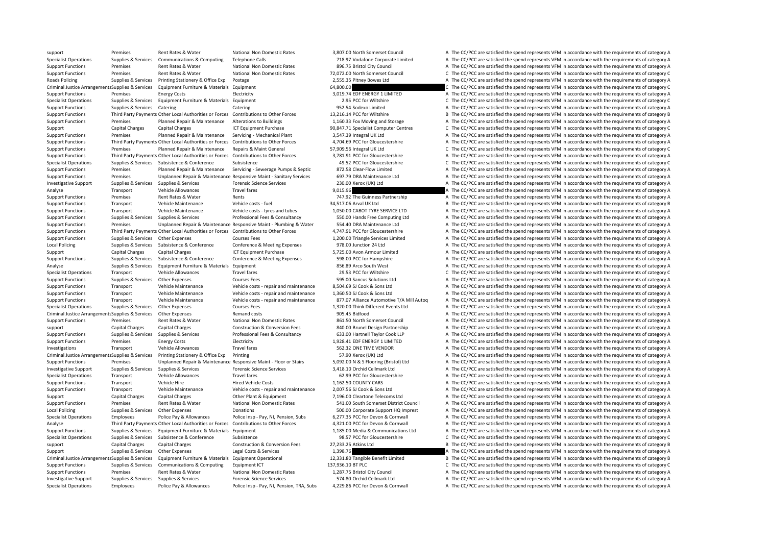| | | | | | | |
|---|---|---|---|---|---|---|
| support | Premises | Rent Rates & Water | National Non Domestic Rates | 3,807.00 | North Somerset Council | A The CC/PCC are satisfied the spend represents VFM in accordance with the requirements of category A |
| Specialist Operations | Supplies & Services | Communications & Computing | Telephone Calls | 718.97 | Vodafone Corporate Limited | A The CC/PCC are satisfied the spend represents VFM in accordance with the requirements of category A |
| Support Functions | Premises | Rent Rates & Water | National Non Domestic Rates | 896.75 | Bristol City Council | A The CC/PCC are satisfied the spend represents VFM in accordance with the requirements of category A |
| Support Functions | Premises | Rent Rates & Water | National Non Domestic Rates | 72,072.00 | North Somerset Council | C The CC/PCC are satisfied the spend represents VFM in accordance with the requirements of category C |
| Roads Policing | Supplies & Services | Printing Stationery & Office Exp | Postage | 2,555.35 | Pitney Bowes Ltd | A The CC/PCC are satisfied the spend represents VFM in accordance with the requirements of category A |
| Criminal Justice Arrangements | Supplies & Services | Equipment Furniture & Materials | Equipment | 64,800.00 | | C The CC/PCC are satisfied the spend represents VFM in accordance with the requirements of category C |
| Support Functions | Premises | Energy Costs | Electricity | 3,019.74 | EDF ENERGY 1 LIMITED | A The CC/PCC are satisfied the spend represents VFM in accordance with the requirements of category A |
| Specialist Operations | Supplies & Services | Equipment Furniture & Materials | Equipment | 2.95 | PCC for Wiltshire | C The CC/PCC are satisfied the spend represents VFM in accordance with the requirements of category C |
| Support Functions | Supplies & Services | Catering | Catering | 952.54 | Sodexo Limited | A The CC/PCC are satisfied the spend represents VFM in accordance with the requirements of category A |
| Support Functions | Third Party Payments | Other Local Authorities or Forces | Contributions to Other Forces | 13,216.14 | PCC for Wiltshire | B The CC/PCC are satisfied the spend represents VFM in accordance with the requirements of category B |
| Support Functions | Premises | Planned Repair & Maintenance | Alterations to Buildings | 1,160.33 | Fox Moving and Storage | A The CC/PCC are satisfied the spend represents VFM in accordance with the requirements of category A |
| Support | Capital Charges | Capital Charges | ICT Equipment Purchase | 90,847.71 | Specialist Computer Centres | C The CC/PCC are satisfied the spend represents VFM in accordance with the requirements of category C |
| Support Functions | Premises | Planned Repair & Maintenance | Servicing - Mechanical Plant | 3,547.39 | Integral UK Ltd | A The CC/PCC are satisfied the spend represents VFM in accordance with the requirements of category A |
| Support Functions | Third Party Payments | Other Local Authorities or Forces | Contributions to Other Forces | 4,704.69 | PCC for Gloucestershire | A The CC/PCC are satisfied the spend represents VFM in accordance with the requirements of category A |
| Support Functions | Premises | Planned Repair & Maintenance | Repairs & Maint General | 57,909.56 | Integral UK Ltd | C The CC/PCC are satisfied the spend represents VFM in accordance with the requirements of category C |
| Support Functions | Third Party Payments | Other Local Authorities or Forces | Contributions to Other Forces | 3,781.91 | PCC for Gloucestershire | A The CC/PCC are satisfied the spend represents VFM in accordance with the requirements of category A |
| Specialist Operations | Supplies & Services | Subsistence & Conference | Subsistence | 49.52 | PCC for Gloucestershire | C The CC/PCC are satisfied the spend represents VFM in accordance with the requirements of category C |
| Support Functions | Premises | Planned Repair & Maintenance | Servicing - Sewerage Pumps & Septic | 872.58 | Clear-Flow Limited | A The CC/PCC are satisfied the spend represents VFM in accordance with the requirements of category A |
| Support Functions | Premises | Unplanned Repair & Maintenance | Responsive Maint - Sanitary Services | 697.79 | DRA Maintenance Ltd | A The CC/PCC are satisfied the spend represents VFM in accordance with the requirements of category A |
| Investigative Support | Supplies & Services | Supplies & Services | Forensic Science Services | 230.00 | Xerox (UK) Ltd | A The CC/PCC are satisfied the spend represents VFM in accordance with the requirements of category A |
| Analyse | Transport | Vehicle Allowances | Travel fares | 9,015.96 | | A The CC/PCC are satisfied the spend represents VFM in accordance with the requirements of category A |
| Support Functions | Premises | Rent Rates & Water | Rents | 747.92 | The Guinness Partnership | A The CC/PCC are satisfied the spend represents VFM in accordance with the requirements of category A |
| Support Functions | Transport | Vehicle Maintenance | Vehicle costs - fuel | 34,517.06 | Arval UK Ltd | B The CC/PCC are satisfied the spend represents VFM in accordance with the requirements of category B |
| Support Functions | Transport | Vehicle Maintenance | Vehicle costs - tyres and tubes | 1,050.00 | CABOT TYRE SERVICE LTD | A The CC/PCC are satisfied the spend represents VFM in accordance with the requirements of category A |
| Support Functions | Supplies & Services | Supplies & Services | Professional Fees & Consultancy | 550.00 | Hands Free Computing Ltd | A The CC/PCC are satisfied the spend represents VFM in accordance with the requirements of category A |
| Support Functions | Premises | Unplanned Repair & Maintenance | Responsive Maint - Plumbing & Water | 554.40 | DRA Maintenance Ltd | A The CC/PCC are satisfied the spend represents VFM in accordance with the requirements of category A |
| Support Functions | Third Party Payments | Other Local Authorities or Forces | Contributions to Other Forces | 4,747.91 | PCC for Gloucestershire | A The CC/PCC are satisfied the spend represents VFM in accordance with the requirements of category A |
| Support Functions | Supplies & Services | Other Expenses | Courses Fees | 1,200.00 | Triangle Services Limited | A The CC/PCC are satisfied the spend represents VFM in accordance with the requirements of category A |
| Local Policing | Supplies & Services | Subsistence & Conference | Conference & Meeting Expenses | 978.00 | Junction 24 Ltd | A The CC/PCC are satisfied the spend represents VFM in accordance with the requirements of category A |
| Support | Capital Charges | Capital Charges | ICT Equipment Purchase | 5,725.00 | Avon Armour Limited | A The CC/PCC are satisfied the spend represents VFM in accordance with the requirements of category A |
| Support Functions | Supplies & Services | Subsistence & Conference | Conference & Meeting Expenses | 598.00 | PCC for Hampshire | A The CC/PCC are satisfied the spend represents VFM in accordance with the requirements of category A |
| Analyse | Supplies & Services | Equipment Furniture & Materials | Equipment | 856.89 | Arco South West | A The CC/PCC are satisfied the spend represents VFM in accordance with the requirements of category A |
| Specialist Operations | Transport | Vehicle Allowances | Travel fares | 29.53 | PCC for Wiltshire | C The CC/PCC are satisfied the spend represents VFM in accordance with the requirements of category C |
| Support Functions | Supplies & Services | Other Expenses | Courses Fees | 595.00 | Sancus Solutions Ltd | A The CC/PCC are satisfied the spend represents VFM in accordance with the requirements of category A |
| Support Functions | Transport | Vehicle Maintenance | Vehicle costs - repair and maintenance | 8,504.69 | SJ Cook & Sons Ltd | A The CC/PCC are satisfied the spend represents VFM in accordance with the requirements of category A |
| Support Functions | Transport | Vehicle Maintenance | Vehicle costs - repair and maintenance | 1,360.50 | SJ Cook & Sons Ltd | A The CC/PCC are satisfied the spend represents VFM in accordance with the requirements of category A |
| Support Functions | Transport | Vehicle Maintenance | Vehicle costs - repair and maintenance | 877.07 | Alliance Automotive T/A Mill Autoq | A The CC/PCC are satisfied the spend represents VFM in accordance with the requirements of category A |
| Specialist Operations | Supplies & Services | Other Expenses | Courses Fees | 1,320.00 | Think Different Events Ltd | A The CC/PCC are satisfied the spend represents VFM in accordance with the requirements of category A |
| Criminal Justice Arrangements | Supplies & Services | Other Expenses | Remand costs | 905.45 | Bidfood | A The CC/PCC are satisfied the spend represents VFM in accordance with the requirements of category A |
| Support Functions | Premises | Rent Rates & Water | National Non Domestic Rates | 861.50 | North Somerset Council | A The CC/PCC are satisfied the spend represents VFM in accordance with the requirements of category A |
| support | Capital Charges | Capital Charges | Construction & Conversion Fees | 840.00 | Brunel Design Partnership | A The CC/PCC are satisfied the spend represents VFM in accordance with the requirements of category A |
| Support Functions | Supplies & Services | Supplies & Services | Professional Fees & Consultancy | 633.00 | Hartnell Taylor Cook LLP | A The CC/PCC are satisfied the spend represents VFM in accordance with the requirements of category A |
| Support Functions | Premises | Energy Costs | Electricity | 1,928.41 | EDF ENERGY 1 LIMITED | A The CC/PCC are satisfied the spend represents VFM in accordance with the requirements of category A |
| Investigations | Transport | Vehicle Allowances | Travel fares | 562.32 | ONE TIME VENDOR | A The CC/PCC are satisfied the spend represents VFM in accordance with the requirements of category A |
| Criminal Justice Arrangements | Supplies & Services | Printing Stationery & Office Exp | Printing | 57.90 | Xerox (UK) Ltd | A The CC/PCC are satisfied the spend represents VFM in accordance with the requirements of category A |
| Support Functions | Premises | Unplanned Repair & Maintenance | Responsive Maint - Floor or Stairs | 5,092.00 | N & S Flooring (Bristol) Ltd | A The CC/PCC are satisfied the spend represents VFM in accordance with the requirements of category A |
| Investigative Support | Supplies & Services | Supplies & Services | Forensic Science Services | 3,418.10 | Orchid Cellmark Ltd | A The CC/PCC are satisfied the spend represents VFM in accordance with the requirements of category A |
| Specialist Operations | Transport | Vehicle Allowances | Travel fares | 62.99 | PCC for Gloucestershire | A The CC/PCC are satisfied the spend represents VFM in accordance with the requirements of category A |
| Support Functions | Transport | Vehicle Hire | Hired Vehicle Costs | 1,162.50 | COUNTY CARS | A The CC/PCC are satisfied the spend represents VFM in accordance with the requirements of category A |
| Support Functions | Transport | Vehicle Maintenance | Vehicle costs - repair and maintenance | 2,007.56 | SJ Cook & Sons Ltd | A The CC/PCC are satisfied the spend represents VFM in accordance with the requirements of category A |
| Support | Capital Charges | Capital Charges | Other Plant & Equipment | 7,196.00 | Cleartone Telecoms Ltd | A The CC/PCC are satisfied the spend represents VFM in accordance with the requirements of category A |
| Support Functions | Premises | Rent Rates & Water | National Non Domestic Rates | 541.00 | South Somerset District Council | A The CC/PCC are satisfied the spend represents VFM in accordance with the requirements of category A |
| Local Policing | Supplies & Services | Other Expenses | Donations | 500.00 | Corporate Support HQ Imprest | A The CC/PCC are satisfied the spend represents VFM in accordance with the requirements of category A |
| Specialist Operations | Employees | Police Pay & Allowances | Police Insp - Pay, NI, Pension, Subs | 6,277.35 | PCC for Devon & Cornwall | A The CC/PCC are satisfied the spend represents VFM in accordance with the requirements of category A |
| Analyse | Third Party Payments | Other Local Authorities or Forces | Contributions to Other Forces | 4,321.00 | PCC for Devon & Cornwall | A The CC/PCC are satisfied the spend represents VFM in accordance with the requirements of category A |
| Support Functions | Supplies & Services | Equipment Furniture & Materials | Equipment | 1,185.00 | Media & Communications Ltd | A The CC/PCC are satisfied the spend represents VFM in accordance with the requirements of category A |
| Specialist Operations | Supplies & Services | Subsistence & Conference | Subsistence | 98.57 | PCC for Gloucestershire | C The CC/PCC are satisfied the spend represents VFM in accordance with the requirements of category C |
| support | Capital Charges | Capital Charges | Construction & Conversion Fees | 27,233.25 | Atkins Ltd | B The CC/PCC are satisfied the spend represents VFM in accordance with the requirements of category B |
| Support | Supplies & Services | Other Expenses | Legal Costs & Services | 1,398.76 | | A The CC/PCC are satisfied the spend represents VFM in accordance with the requirements of category A |
| Criminal Justice Arrangements | Supplies & Services | Equipment Furniture & Materials | Equipment Operational | 12,331.80 | Tangible Benefit Limited | B The CC/PCC are satisfied the spend represents VFM in accordance with the requirements of category B |
| Support Functions | Supplies & Services | Communications & Computing | Equipment ICT | 137,936.10 | BT PLC | C The CC/PCC are satisfied the spend represents VFM in accordance with the requirements of category C |
| Support Functions | Premises | Rent Rates & Water | National Non Domestic Rates | 1,287.75 | Bristol City Council | A The CC/PCC are satisfied the spend represents VFM in accordance with the requirements of category A |
| Investigative Support | Supplies & Services | Supplies & Services | Forensic Science Services | 574.80 | Orchid Cellmark Ltd | A The CC/PCC are satisfied the spend represents VFM in accordance with the requirements of category A |
| Specialist Operations | Employees | Police Pay & Allowances | Police Insp - Pay, NI, Pension, TRA, Subs | 4,229.86 | PCC for Devon & Cornwall | A The CC/PCC are satisfied the spend represents VFM in accordance with the requirements of category A |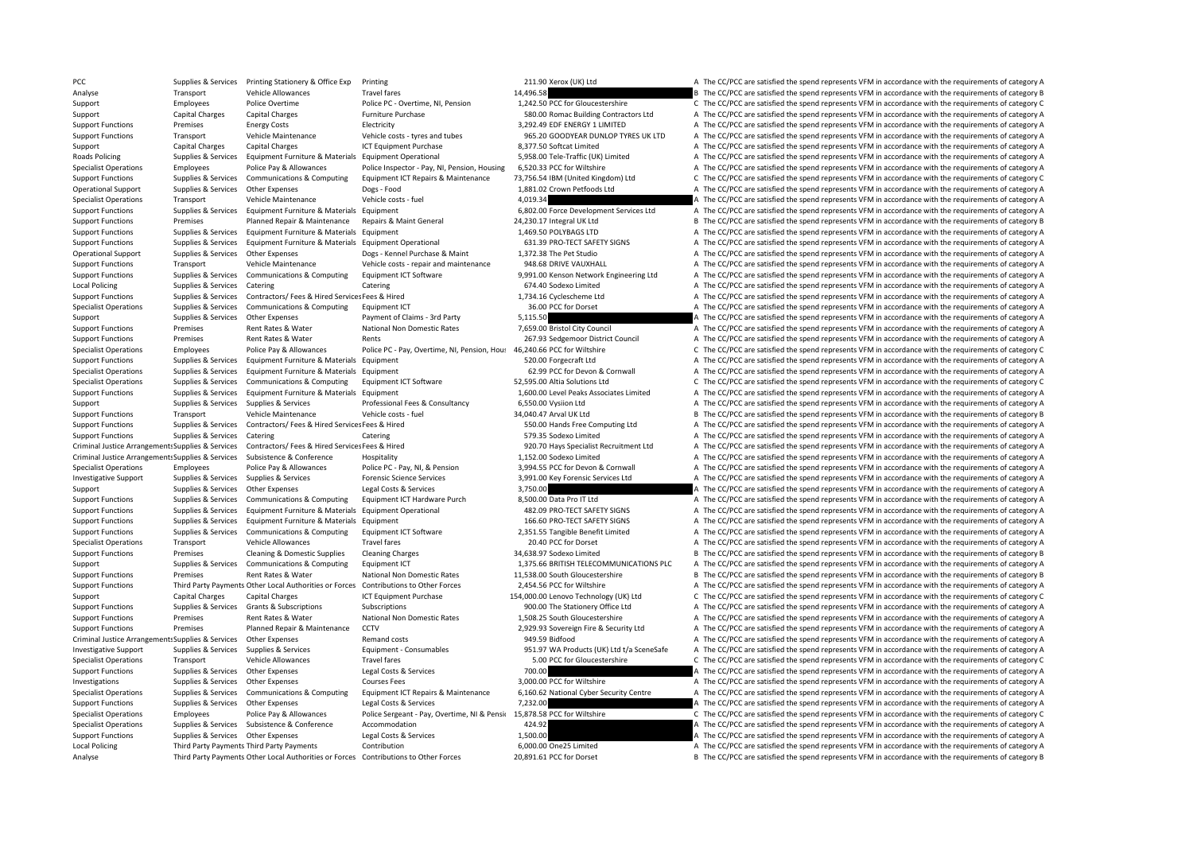| | | | | | | |
|---|---|---|---|---|---|---|
| PCC | Supplies & Services | Printing Stationery & Office Exp | Printing | 211.90 | Xerox (UK) Ltd | A The CC/PCC are satisfied the spend represents VFM in accordance with the requirements of category A |
| Analyse | Transport | Vehicle Allowances | Travel fares | 14,496.58 | | B The CC/PCC are satisfied the spend represents VFM in accordance with the requirements of category B |
| Support | Employees | Police Overtime | Police PC - Overtime, NI, Pension | 1,242.50 | PCC for Gloucestershire | C The CC/PCC are satisfied the spend represents VFM in accordance with the requirements of category C |
| Support | Capital Charges | Capital Charges | Furniture Purchase | 580.00 | Romac Building Contractors Ltd | A The CC/PCC are satisfied the spend represents VFM in accordance with the requirements of category A |
| Support Functions | Premises | Energy Costs | Electricity | 3,292.49 | EDF ENERGY 1 LIMITED | A The CC/PCC are satisfied the spend represents VFM in accordance with the requirements of category A |
| Support Functions | Transport | Vehicle Maintenance | Vehicle costs - tyres and tubes | 965.20 | GOODYEAR DUNLOP TYRES UK LTD | A The CC/PCC are satisfied the spend represents VFM in accordance with the requirements of category A |
| Support | Capital Charges | Capital Charges | ICT Equipment Purchase | 8,377.50 | Softcat Limited | A The CC/PCC are satisfied the spend represents VFM in accordance with the requirements of category A |
| Roads Policing | Supplies & Services | Equipment Furniture & Materials | Equipment Operational | 5,958.00 | Tele-Traffic (UK) Limited | A The CC/PCC are satisfied the spend represents VFM in accordance with the requirements of category A |
| Specialist Operations | Employees | Police Pay & Allowances | Police Inspector - Pay, NI, Pension, Housing | 6,520.33 | PCC for Wiltshire | A The CC/PCC are satisfied the spend represents VFM in accordance with the requirements of category A |
| Support Functions | Supplies & Services | Communications & Computing | Equipment ICT Repairs & Maintenance | 73,756.54 | IBM (United Kingdom) Ltd | C The CC/PCC are satisfied the spend represents VFM in accordance with the requirements of category C |
| Operational Support | Supplies & Services | Other Expenses | Dogs - Food | 1,881.02 | Crown Petfoods Ltd | A The CC/PCC are satisfied the spend represents VFM in accordance with the requirements of category A |
| Specialist Operations | Transport | Vehicle Maintenance | Vehicle costs - fuel | 4,019.34 | | A The CC/PCC are satisfied the spend represents VFM in accordance with the requirements of category A |
| Support Functions | Supplies & Services | Equipment Furniture & Materials | Equipment | 6,802.00 | Force Development Services Ltd | A The CC/PCC are satisfied the spend represents VFM in accordance with the requirements of category A |
| Support Functions | Premises | Planned Repair & Maintenance | Repairs & Maint General | 24,230.17 | Integral UK Ltd | B The CC/PCC are satisfied the spend represents VFM in accordance with the requirements of category B |
| Support Functions | Supplies & Services | Equipment Furniture & Materials | Equipment | 1,469.50 | POLYBAGS LTD | A The CC/PCC are satisfied the spend represents VFM in accordance with the requirements of category A |
| Support Functions | Supplies & Services | Equipment Furniture & Materials | Equipment Operational | 631.39 | PRO-TECT SAFETY SIGNS | A The CC/PCC are satisfied the spend represents VFM in accordance with the requirements of category A |
| Operational Support | Supplies & Services | Other Expenses | Dogs - Kennel Purchase & Maint | 1,372.38 | The Pet Studio | A The CC/PCC are satisfied the spend represents VFM in accordance with the requirements of category A |
| Support Functions | Transport | Vehicle Maintenance | Vehicle costs - repair and maintenance | 948.68 | DRIVE VAUXHALL | A The CC/PCC are satisfied the spend represents VFM in accordance with the requirements of category A |
| Support Functions | Supplies & Services | Communications & Computing | Equipment ICT Software | 9,991.00 | Kenson Network Engineering Ltd | A The CC/PCC are satisfied the spend represents VFM in accordance with the requirements of category A |
| Local Policing | Supplies & Services | Catering | Catering | 674.40 | Sodexo Limited | A The CC/PCC are satisfied the spend represents VFM in accordance with the requirements of category A |
| Support Functions | Supplies & Services | Contractors/ Fees & Hired Services | Fees & Hired | 1,734.16 | Cyclescheme Ltd | A The CC/PCC are satisfied the spend represents VFM in accordance with the requirements of category A |
| Specialist Operations | Supplies & Services | Communications & Computing | Equipment ICT | 36.00 | PCC for Dorset | A The CC/PCC are satisfied the spend represents VFM in accordance with the requirements of category A |
| Support | Supplies & Services | Other Expenses | Payment of Claims - 3rd Party | 5,115.50 | | A The CC/PCC are satisfied the spend represents VFM in accordance with the requirements of category A |
| Support Functions | Premises | Rent Rates & Water | National Non Domestic Rates | 7,659.00 | Bristol City Council | A The CC/PCC are satisfied the spend represents VFM in accordance with the requirements of category A |
| Support Functions | Premises | Rent Rates & Water | Rents | 267.93 | Sedgemoor District Council | A The CC/PCC are satisfied the spend represents VFM in accordance with the requirements of category A |
| Specialist Operations | Employees | Police Pay & Allowances | Police PC - Pay, Overtime, NI, Pension, Hous | 46,240.66 | PCC for Wiltshire | C The CC/PCC are satisfied the spend represents VFM in accordance with the requirements of category C |
| Support Functions | Supplies & Services | Equipment Furniture & Materials | Equipment | 520.00 | Forgecraft Ltd | A The CC/PCC are satisfied the spend represents VFM in accordance with the requirements of category A |
| Specialist Operations | Supplies & Services | Equipment Furniture & Materials | Equipment | 62.99 | PCC for Devon & Cornwall | A The CC/PCC are satisfied the spend represents VFM in accordance with the requirements of category A |
| Specialist Operations | Supplies & Services | Communications & Computing | Equipment ICT Software | 52,595.00 | Altia Solutions Ltd | C The CC/PCC are satisfied the spend represents VFM in accordance with the requirements of category C |
| Support Functions | Supplies & Services | Equipment Furniture & Materials | Equipment | 1,600.00 | Level Peaks Associates Limited | A The CC/PCC are satisfied the spend represents VFM in accordance with the requirements of category A |
| Support | Supplies & Services | Supplies & Services | Professional Fees & Consultancy | 6,550.00 | Vysiion Ltd | A The CC/PCC are satisfied the spend represents VFM in accordance with the requirements of category A |
| Support Functions | Transport | Vehicle Maintenance | Vehicle costs - fuel | 34,040.47 | Arval UK Ltd | B The CC/PCC are satisfied the spend represents VFM in accordance with the requirements of category B |
| Support Functions | Supplies & Services | Contractors/ Fees & Hired Services | Fees & Hired | 550.00 | Hands Free Computing Ltd | A The CC/PCC are satisfied the spend represents VFM in accordance with the requirements of category A |
| Support Functions | Supplies & Services | Catering | Catering | 579.35 | Sodexo Limited | A The CC/PCC are satisfied the spend represents VFM in accordance with the requirements of category A |
| Criminal Justice Arrangements | Supplies & Services | Contractors/ Fees & Hired Services | Fees & Hired | 920.70 | Hays Specialist Recruitment Ltd | A The CC/PCC are satisfied the spend represents VFM in accordance with the requirements of category A |
| Criminal Justice Arrangements | Supplies & Services | Subsistence & Conference | Hospitality | 1,152.00 | Sodexo Limited | A The CC/PCC are satisfied the spend represents VFM in accordance with the requirements of category A |
| Specialist Operations | Employees | Police Pay & Allowances | Police PC - Pay, NI, & Pension | 3,994.55 | PCC for Devon & Cornwall | A The CC/PCC are satisfied the spend represents VFM in accordance with the requirements of category A |
| Investigative Support | Supplies & Services | Supplies & Services | Forensic Science Services | 3,991.00 | Key Forensic Services Ltd | A The CC/PCC are satisfied the spend represents VFM in accordance with the requirements of category A |
| Support | Supplies & Services | Other Expenses | Legal Costs & Services | 3,750.00 | | A The CC/PCC are satisfied the spend represents VFM in accordance with the requirements of category A |
| Support Functions | Supplies & Services | Communications & Computing | Equipment ICT Hardware Purch | 8,500.00 | Data Pro IT Ltd | A The CC/PCC are satisfied the spend represents VFM in accordance with the requirements of category A |
| Support Functions | Supplies & Services | Equipment Furniture & Materials | Equipment Operational | 482.09 | PRO-TECT SAFETY SIGNS | A The CC/PCC are satisfied the spend represents VFM in accordance with the requirements of category A |
| Support Functions | Supplies & Services | Equipment Furniture & Materials | Equipment | 166.60 | PRO-TECT SAFETY SIGNS | A The CC/PCC are satisfied the spend represents VFM in accordance with the requirements of category A |
| Support Functions | Supplies & Services | Communications & Computing | Equipment ICT Software | 2,351.55 | Tangible Benefit Limited | A The CC/PCC are satisfied the spend represents VFM in accordance with the requirements of category A |
| Specialist Operations | Transport | Vehicle Allowances | Travel fares | 20.40 | PCC for Dorset | A The CC/PCC are satisfied the spend represents VFM in accordance with the requirements of category A |
| Support Functions | Premises | Cleaning & Domestic Supplies | Cleaning Charges | 34,638.97 | Sodexo Limited | B The CC/PCC are satisfied the spend represents VFM in accordance with the requirements of category B |
| Support | Supplies & Services | Communications & Computing | Equipment ICT | 1,375.66 | BRITISH TELECOMMUNICATIONS PLC | A The CC/PCC are satisfied the spend represents VFM in accordance with the requirements of category A |
| Support Functions | Premises | Rent Rates & Water | National Non Domestic Rates | 11,538.00 | South Gloucestershire | B The CC/PCC are satisfied the spend represents VFM in accordance with the requirements of category B |
| Support Functions | Third Party Payments | Other Local Authorities or Forces | Contributions to Other Forces | 2,454.56 | PCC for Wiltshire | A The CC/PCC are satisfied the spend represents VFM in accordance with the requirements of category A |
| Support | Capital Charges | Capital Charges | ICT Equipment Purchase | 154,000.00 | Lenovo Technology (UK) Ltd | C The CC/PCC are satisfied the spend represents VFM in accordance with the requirements of category C |
| Support Functions | Supplies & Services | Grants & Subscriptions | Subscriptions | 900.00 | The Stationery Office Ltd | A The CC/PCC are satisfied the spend represents VFM in accordance with the requirements of category A |
| Support Functions | Premises | Rent Rates & Water | National Non Domestic Rates | 1,508.25 | South Gloucestershire | A The CC/PCC are satisfied the spend represents VFM in accordance with the requirements of category A |
| Support Functions | Premises | Planned Repair & Maintenance | CCTV | 2,929.93 | Sovereign Fire & Security Ltd | A The CC/PCC are satisfied the spend represents VFM in accordance with the requirements of category A |
| Criminal Justice Arrangements | Supplies & Services | Other Expenses | Remand costs | 949.59 | Bidfood | A The CC/PCC are satisfied the spend represents VFM in accordance with the requirements of category A |
| Investigative Support | Supplies & Services | Supplies & Services | Equipment - Consumables | 951.97 | WA Products (UK) Ltd t/a SceneSafe | A The CC/PCC are satisfied the spend represents VFM in accordance with the requirements of category A |
| Specialist Operations | Transport | Vehicle Allowances | Travel fares | 5.00 | PCC for Gloucestershire | C The CC/PCC are satisfied the spend represents VFM in accordance with the requirements of category C |
| Support Functions | Supplies & Services | Other Expenses | Legal Costs & Services | 700.00 | | A The CC/PCC are satisfied the spend represents VFM in accordance with the requirements of category A |
| Investigations | Supplies & Services | Other Expenses | Courses Fees | 3,000.00 | PCC for Wiltshire | A The CC/PCC are satisfied the spend represents VFM in accordance with the requirements of category A |
| Specialist Operations | Supplies & Services | Communications & Computing | Equipment ICT Repairs & Maintenance | 6,160.62 | National Cyber Security Centre | A The CC/PCC are satisfied the spend represents VFM in accordance with the requirements of category A |
| Support Functions | Supplies & Services | Other Expenses | Legal Costs & Services | 7,232.00 | | A The CC/PCC are satisfied the spend represents VFM in accordance with the requirements of category A |
| Specialist Operations | Employees | Police Pay & Allowances | Police Sergeant - Pay, Overtime, NI & Pensi | 15,878.58 | PCC for Wiltshire | C The CC/PCC are satisfied the spend represents VFM in accordance with the requirements of category C |
| Specialist Operations | Supplies & Services | Subsistence & Conference | Accommodation | 424.92 | | A The CC/PCC are satisfied the spend represents VFM in accordance with the requirements of category A |
| Support Functions | Supplies & Services | Other Expenses | Legal Costs & Services | 1,500.00 | | A The CC/PCC are satisfied the spend represents VFM in accordance with the requirements of category A |
| Local Policing | Third Party Payments | Third Party Payments | Contribution | 6,000.00 | One25 Limited | A The CC/PCC are satisfied the spend represents VFM in accordance with the requirements of category A |
| Analyse | Third Party Payments | Other Local Authorities or Forces | Contributions to Other Forces | 20,891.61 | PCC for Dorset | B The CC/PCC are satisfied the spend represents VFM in accordance with the requirements of category B |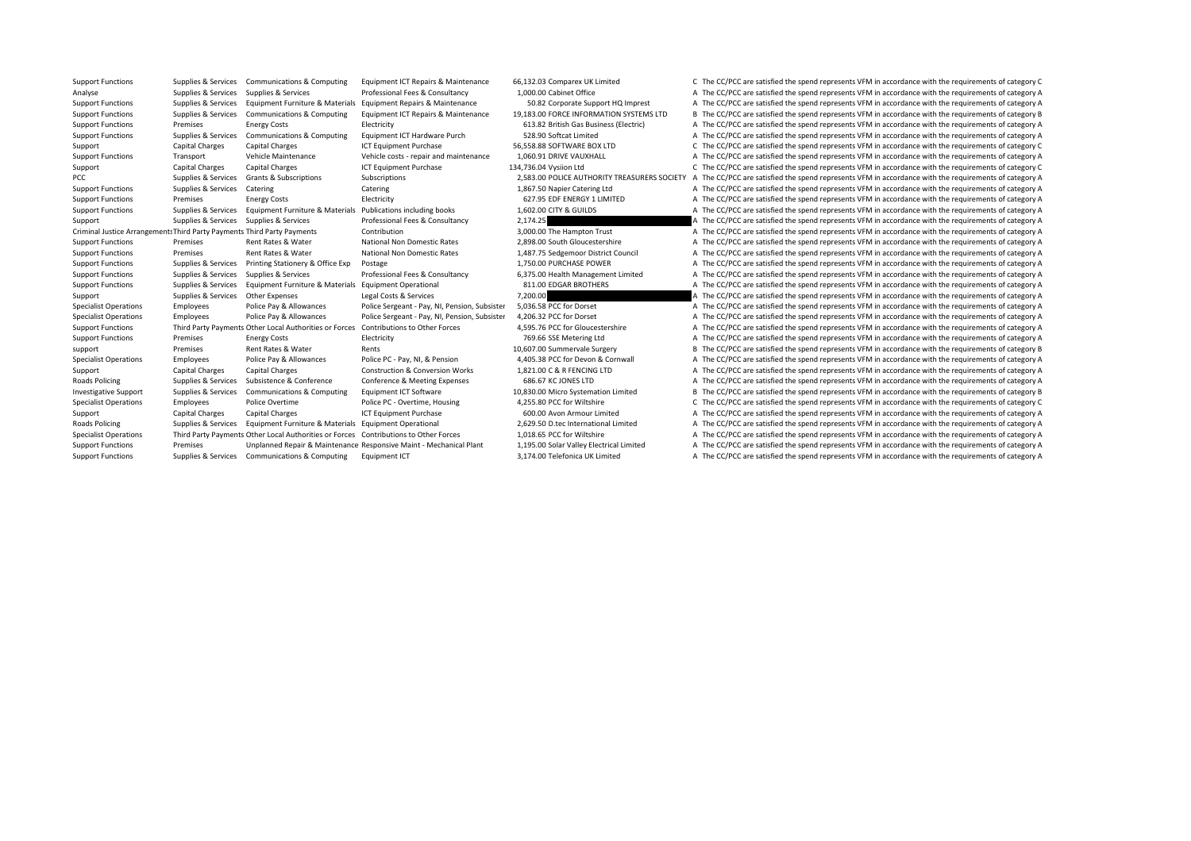| | | | | | | | |
|---|---|---|---|---|---|---|---|
| Support Functions | Supplies & Services | Communications & Computing | Equipment ICT Repairs & Maintenance | 66,132.03 | Comparex UK Limited | C | The CC/PCC are satisfied the spend represents VFM in accordance with the requirements of category C |
| Analyse | Supplies & Services | Supplies & Services | Professional Fees & Consultancy | 1,000.00 | Cabinet Office | A | The CC/PCC are satisfied the spend represents VFM in accordance with the requirements of category A |
| Support Functions | Supplies & Services | Equipment Furniture & Materials | Equipment Repairs & Maintenance | 50.82 | Corporate Support HQ Imprest | A | The CC/PCC are satisfied the spend represents VFM in accordance with the requirements of category A |
| Support Functions | Supplies & Services | Communications & Computing | Equipment ICT Repairs & Maintenance | 19,183.00 | FORCE INFORMATION SYSTEMS LTD | B | The CC/PCC are satisfied the spend represents VFM in accordance with the requirements of category B |
| Support Functions | Premises | Energy Costs | Electricity | 613.82 | British Gas Business (Electric) | A | The CC/PCC are satisfied the spend represents VFM in accordance with the requirements of category A |
| Support Functions | Supplies & Services | Communications & Computing | Equipment ICT Hardware Purch | 528.90 | Softcat Limited | A | The CC/PCC are satisfied the spend represents VFM in accordance with the requirements of category A |
| Support | Capital Charges | Capital Charges | ICT Equipment Purchase | 56,558.88 | SOFTWARE BOX LTD | C | The CC/PCC are satisfied the spend represents VFM in accordance with the requirements of category C |
| Support Functions | Transport | Vehicle Maintenance | Vehicle costs - repair and maintenance | 1,060.91 | DRIVE VAUXHALL | A | The CC/PCC are satisfied the spend represents VFM in accordance with the requirements of category A |
| Support | Capital Charges | Capital Charges | ICT Equipment Purchase | 134,736.04 | Vysiion Ltd | C | The CC/PCC are satisfied the spend represents VFM in accordance with the requirements of category C |
| PCC | Supplies & Services | Grants & Subscriptions | Subscriptions | 2,583.00 | POLICE AUTHORITY TREASURERS SOCIETY | A | The CC/PCC are satisfied the spend represents VFM in accordance with the requirements of category A |
| Support Functions | Supplies & Services | Catering | Catering | 1,867.50 | Napier Catering Ltd | A | The CC/PCC are satisfied the spend represents VFM in accordance with the requirements of category A |
| Support Functions | Premises | Energy Costs | Electricity | 627.95 | EDF ENERGY 1 LIMITED | A | The CC/PCC are satisfied the spend represents VFM in accordance with the requirements of category A |
| Support Functions | Supplies & Services | Equipment Furniture & Materials | Publications including books | 1,602.00 | CITY & GUILDS | A | The CC/PCC are satisfied the spend represents VFM in accordance with the requirements of category A |
| Support | Supplies & Services | Supplies & Services | Professional Fees & Consultancy | 2,174.25 | | A | The CC/PCC are satisfied the spend represents VFM in accordance with the requirements of category A |
| Criminal Justice Arrangements | Third Party Payments | Third Party Payments | Contribution | 3,000.00 | The Hampton Trust | A | The CC/PCC are satisfied the spend represents VFM in accordance with the requirements of category A |
| Support Functions | Premises | Rent Rates & Water | National Non Domestic Rates | 2,898.00 | South Gloucestershire | A | The CC/PCC are satisfied the spend represents VFM in accordance with the requirements of category A |
| Support Functions | Premises | Rent Rates & Water | National Non Domestic Rates | 1,487.75 | Sedgemoor District Council | A | The CC/PCC are satisfied the spend represents VFM in accordance with the requirements of category A |
| Support Functions | Supplies & Services | Printing Stationery & Office Exp | Postage | 1,750.00 | PURCHASE POWER | A | The CC/PCC are satisfied the spend represents VFM in accordance with the requirements of category A |
| Support Functions | Supplies & Services | Supplies & Services | Professional Fees & Consultancy | 6,375.00 | Health Management Limited | A | The CC/PCC are satisfied the spend represents VFM in accordance with the requirements of category A |
| Support Functions | Supplies & Services | Equipment Furniture & Materials | Equipment Operational | 811.00 | EDGAR BROTHERS | A | The CC/PCC are satisfied the spend represents VFM in accordance with the requirements of category A |
| Support | Supplies & Services | Other Expenses | Legal Costs & Services | 7,200.00 | | A | The CC/PCC are satisfied the spend represents VFM in accordance with the requirements of category A |
| Specialist Operations | Employees | Police Pay & Allowances | Police Sergeant - Pay, NI, Pension, Subsister | 5,036.58 | PCC for Dorset | A | The CC/PCC are satisfied the spend represents VFM in accordance with the requirements of category A |
| Specialist Operations | Employees | Police Pay & Allowances | Police Sergeant - Pay, NI, Pension, Subsister | 4,206.32 | PCC for Dorset | A | The CC/PCC are satisfied the spend represents VFM in accordance with the requirements of category A |
| Support Functions | Third Party Payments | Other Local Authorities or Forces | Contributions to Other Forces | 4,595.76 | PCC for Gloucestershire | A | The CC/PCC are satisfied the spend represents VFM in accordance with the requirements of category A |
| Support Functions | Premises | Energy Costs | Electricity | 769.66 | SSE Metering Ltd | A | The CC/PCC are satisfied the spend represents VFM in accordance with the requirements of category A |
| support | Premises | Rent Rates & Water | Rents | 10,607.00 | Summervale Surgery | B | The CC/PCC are satisfied the spend represents VFM in accordance with the requirements of category B |
| Specialist Operations | Employees | Police Pay & Allowances | Police PC - Pay, NI, & Pension | 4,405.38 | PCC for Devon & Cornwall | A | The CC/PCC are satisfied the spend represents VFM in accordance with the requirements of category A |
| Support | Capital Charges | Capital Charges | Construction & Conversion Works | 1,821.00 | C & R FENCING LTD | A | The CC/PCC are satisfied the spend represents VFM in accordance with the requirements of category A |
| Roads Policing | Supplies & Services | Subsistence & Conference | Conference & Meeting Expenses | 686.67 | KC JONES LTD | A | The CC/PCC are satisfied the spend represents VFM in accordance with the requirements of category A |
| Investigative Support | Supplies & Services | Communications & Computing | Equipment ICT Software | 10,830.00 | Micro Systemation Limited | B | The CC/PCC are satisfied the spend represents VFM in accordance with the requirements of category B |
| Specialist Operations | Employees | Police Overtime | Police PC - Overtime, Housing | 4,255.80 | PCC for Wiltshire | C | The CC/PCC are satisfied the spend represents VFM in accordance with the requirements of category C |
| Support | Capital Charges | Capital Charges | ICT Equipment Purchase | 600.00 | Avon Armour Limited | A | The CC/PCC are satisfied the spend represents VFM in accordance with the requirements of category A |
| Roads Policing | Supplies & Services | Equipment Furniture & Materials | Equipment Operational | 2,629.50 | D.tec International Limited | A | The CC/PCC are satisfied the spend represents VFM in accordance with the requirements of category A |
| Specialist Operations | Third Party Payments | Other Local Authorities or Forces | Contributions to Other Forces | 1,018.65 | PCC for Wiltshire | A | The CC/PCC are satisfied the spend represents VFM in accordance with the requirements of category A |
| Support Functions | Premises | Unplanned Repair & Maintenance | Responsive Maint - Mechanical Plant | 1,195.00 | Solar Valley Electrical Limited | A | The CC/PCC are satisfied the spend represents VFM in accordance with the requirements of category A |
| Support Functions | Supplies & Services | Communications & Computing | Equipment ICT | 3,174.00 | Telefonica UK Limited | A | The CC/PCC are satisfied the spend represents VFM in accordance with the requirements of category A |